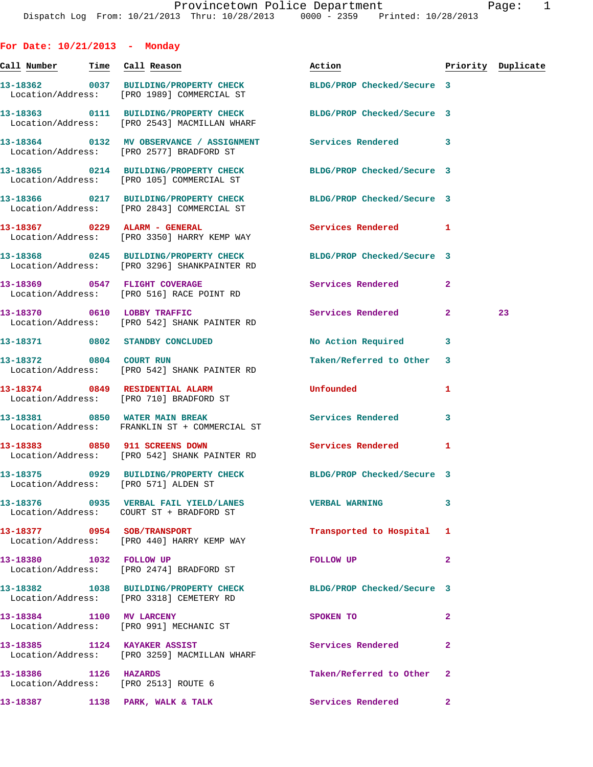Provincetown Police Department

Dispatch Log From: 10/21/2013 Thru: 10/28/2013 0000 - 2359 Printed: 10/28/2013

**For Date: 10/21/2013 - Monday**

| Call Number | Time | Call Reason | Action | Priority | Duplicate |
|---|---|---|---|---|---|
| 13-18362 | 0037 | BUILDING/PROPERTY CHECK | BLDG/PROP Checked/Secure | 3 | |
| Location/Address: | | [PRO 1989] COMMERCIAL ST | | | |
| 13-18363 | 0111 | BUILDING/PROPERTY CHECK | BLDG/PROP Checked/Secure | 3 | |
| Location/Address: | | [PRO 2543] MACMILLAN WHARF | | | |
| 13-18364 | 0132 | MV OBSERVANCE / ASSIGNMENT | Services Rendered | 3 | |
| Location/Address: | | [PRO 2577] BRADFORD ST | | | |
| 13-18365 | 0214 | BUILDING/PROPERTY CHECK | BLDG/PROP Checked/Secure | 3 | |
| Location/Address: | | [PRO 105] COMMERCIAL ST | | | |
| 13-18366 | 0217 | BUILDING/PROPERTY CHECK | BLDG/PROP Checked/Secure | 3 | |
| Location/Address: | | [PRO 2843] COMMERCIAL ST | | | |
| 13-18367 | 0229 | ALARM - GENERAL | Services Rendered | 1 | |
| Location/Address: | | [PRO 3350] HARRY KEMP WAY | | | |
| 13-18368 | 0245 | BUILDING/PROPERTY CHECK | BLDG/PROP Checked/Secure | 3 | |
| Location/Address: | | [PRO 3296] SHANKPAINTER RD | | | |
| 13-18369 | 0547 | FLIGHT COVERAGE | Services Rendered | 2 | |
| Location/Address: | | [PRO 516] RACE POINT RD | | | |
| 13-18370 | 0610 | LOBBY TRAFFIC | Services Rendered | 2 | 23 |
| Location/Address: | | [PRO 542] SHANK PAINTER RD | | | |
| 13-18371 | 0802 | STANDBY CONCLUDED | No Action Required | 3 | |
| 13-18372 | 0804 | COURT RUN | Taken/Referred to Other | 3 | |
| Location/Address: | | [PRO 542] SHANK PAINTER RD | | | |
| 13-18374 | 0849 | RESIDENTIAL ALARM | Unfounded | 1 | |
| Location/Address: | | [PRO 710] BRADFORD ST | | | |
| 13-18381 | 0850 | WATER MAIN BREAK | Services Rendered | 3 | |
| Location/Address: | | FRANKLIN ST + COMMERCIAL ST | | | |
| 13-18383 | 0850 | 911 SCREENS DOWN | Services Rendered | 1 | |
| Location/Address: | | [PRO 542] SHANK PAINTER RD | | | |
| 13-18375 | 0929 | BUILDING/PROPERTY CHECK | BLDG/PROP Checked/Secure | 3 | |
| Location/Address: | | [PRO 571] ALDEN ST | | | |
| 13-18376 | 0935 | VERBAL FAIL YIELD/LANES | VERBAL WARNING | 3 | |
| Location/Address: | | COURT ST + BRADFORD ST | | | |
| 13-18377 | 0954 | SOB/TRANSPORT | Transported to Hospital | 1 | |
| Location/Address: | | [PRO 440] HARRY KEMP WAY | | | |
| 13-18380 | 1032 | FOLLOW UP | FOLLOW UP | 2 | |
| Location/Address: | | [PRO 2474] BRADFORD ST | | | |
| 13-18382 | 1038 | BUILDING/PROPERTY CHECK | BLDG/PROP Checked/Secure | 3 | |
| Location/Address: | | [PRO 3318] CEMETERY RD | | | |
| 13-18384 | 1100 | MV LARCENY | SPOKEN TO | 2 | |
| Location/Address: | | [PRO 991] MECHANIC ST | | | |
| 13-18385 | 1124 | KAYAKER ASSIST | Services Rendered | 2 | |
| Location/Address: | | [PRO 3259] MACMILLAN WHARF | | | |
| 13-18386 | 1126 | HAZARDS | Taken/Referred to Other | 2 | |
| Location/Address: | | [PRO 2513] ROUTE 6 | | | |
| 13-18387 | 1138 | PARK, WALK & TALK | Services Rendered | 2 | |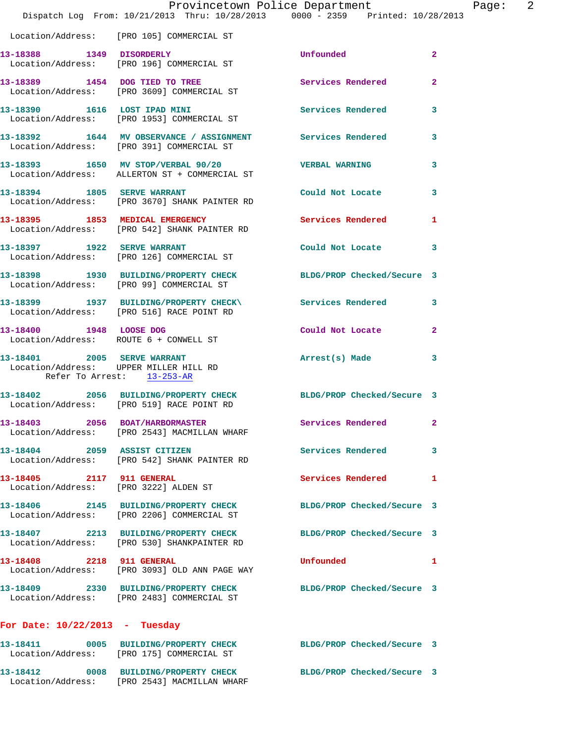Location/Address: [PRO 105] COMMERCIAL ST

**13-18388 1349 DISORDERLY** Unfounded 2
Location/Address: [PRO 196] COMMERCIAL ST

**13-18389 1454 DOG TIED TO TREE** Services Rendered 2
Location/Address: [PRO 3609] COMMERCIAL ST

**13-18390 1616 LOST IPAD MINI** Services Rendered 3
Location/Address: [PRO 1953] COMMERCIAL ST

**13-18392 1644 MV OBSERVANCE / ASSIGNMENT** Services Rendered 3
Location/Address: [PRO 391] COMMERCIAL ST

**13-18393 1650 MV STOP/VERBAL 90/20** VERBAL WARNING 3
Location/Address: ALLERTON ST + COMMERCIAL ST

**13-18394 1805 SERVE WARRANT** Could Not Locate 3
Location/Address: [PRO 3670] SHANK PAINTER RD

**13-18395 1853 MEDICAL EMERGENCY** Services Rendered 1
Location/Address: [PRO 542] SHANK PAINTER RD

**13-18397 1922 SERVE WARRANT** Could Not Locate 3
Location/Address: [PRO 126] COMMERCIAL ST

**13-18398 1930 BUILDING/PROPERTY CHECK** BLDG/PROP Checked/Secure 3
Location/Address: [PRO 99] COMMERCIAL ST

**13-18399 1937 BUILDING/PROPERTY CHECK\** Services Rendered 3
Location/Address: [PRO 516] RACE POINT RD

**13-18400 1948 LOOSE DOG** Could Not Locate 2
Location/Address: ROUTE 6 + CONWELL ST

**13-18401 2005 SERVE WARRANT** Arrest(s) Made 3
Location/Address: UPPER MILLER HILL RD
Refer To Arrest: 13-253-AR

**13-18402 2056 BUILDING/PROPERTY CHECK** BLDG/PROP Checked/Secure 3
Location/Address: [PRO 519] RACE POINT RD

**13-18403 2056 BOAT/HARBORMASTER** Services Rendered 2
Location/Address: [PRO 2543] MACMILLAN WHARF

**13-18404 2059 ASSIST CITIZEN** Services Rendered 3
Location/Address: [PRO 542] SHANK PAINTER RD

**13-18405 2117 911 GENERAL** Services Rendered 1
Location/Address: [PRO 3222] ALDEN ST

**13-18406 2145 BUILDING/PROPERTY CHECK** BLDG/PROP Checked/Secure 3
Location/Address: [PRO 2206] COMMERCIAL ST

**13-18407 2213 BUILDING/PROPERTY CHECK** BLDG/PROP Checked/Secure 3
Location/Address: [PRO 530] SHANKPAINTER RD

**13-18408 2218 911 GENERAL** Unfounded 1
Location/Address: [PRO 3093] OLD ANN PAGE WAY

**13-18409 2330 BUILDING/PROPERTY CHECK** BLDG/PROP Checked/Secure 3
Location/Address: [PRO 2483] COMMERCIAL ST

## For Date: 10/22/2013 - Tuesday

**13-18411 0005 BUILDING/PROPERTY CHECK** BLDG/PROP Checked/Secure 3
Location/Address: [PRO 175] COMMERCIAL ST

**13-18412 0008 BUILDING/PROPERTY CHECK** BLDG/PROP Checked/Secure 3
Location/Address: [PRO 2543] MACMILLAN WHARF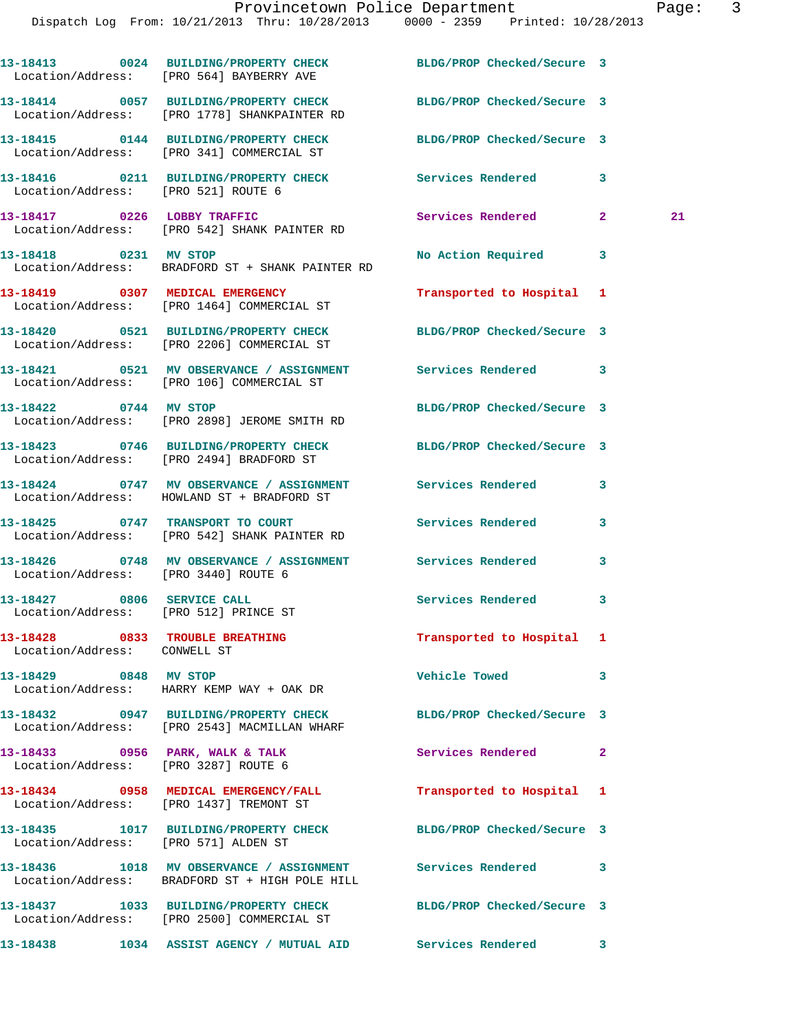| Call Number | Time | Call Reason | Action | Priority | |
|---|---|---|---|---|---|
| 13-18413 | 0024 | BUILDING/PROPERTY CHECK | BLDG/PROP Checked/Secure | 3 | |
| Location/Address: | | [PRO 564] BAYBERRY AVE | | | |
| 13-18414 | 0057 | BUILDING/PROPERTY CHECK | BLDG/PROP Checked/Secure | 3 | |
| Location/Address: | | [PRO 1778] SHANKPAINTER RD | | | |
| 13-18415 | 0144 | BUILDING/PROPERTY CHECK | BLDG/PROP Checked/Secure | 3 | |
| Location/Address: | | [PRO 341] COMMERCIAL ST | | | |
| 13-18416 | 0211 | BUILDING/PROPERTY CHECK | Services Rendered | 3 | |
| Location/Address: | | [PRO 521] ROUTE 6 | | | |
| 13-18417 | 0226 | LOBBY TRAFFIC | Services Rendered | 2 | 21 |
| Location/Address: | | [PRO 542] SHANK PAINTER RD | | | |
| 13-18418 | 0231 | MV STOP | No Action Required | 3 | |
| Location/Address: | | BRADFORD ST + SHANK PAINTER RD | | | |
| 13-18419 | 0307 | MEDICAL EMERGENCY | Transported to Hospital | 1 | |
| Location/Address: | | [PRO 1464] COMMERCIAL ST | | | |
| 13-18420 | 0521 | BUILDING/PROPERTY CHECK | BLDG/PROP Checked/Secure | 3 | |
| Location/Address: | | [PRO 2206] COMMERCIAL ST | | | |
| 13-18421 | 0521 | MV OBSERVANCE / ASSIGNMENT | Services Rendered | 3 | |
| Location/Address: | | [PRO 106] COMMERCIAL ST | | | |
| 13-18422 | 0744 | MV STOP | BLDG/PROP Checked/Secure | 3 | |
| Location/Address: | | [PRO 2898] JEROME SMITH RD | | | |
| 13-18423 | 0746 | BUILDING/PROPERTY CHECK | BLDG/PROP Checked/Secure | 3 | |
| Location/Address: | | [PRO 2494] BRADFORD ST | | | |
| 13-18424 | 0747 | MV OBSERVANCE / ASSIGNMENT | Services Rendered | 3 | |
| Location/Address: | | HOWLAND ST + BRADFORD ST | | | |
| 13-18425 | 0747 | TRANSPORT TO COURT | Services Rendered | 3 | |
| Location/Address: | | [PRO 542] SHANK PAINTER RD | | | |
| 13-18426 | 0748 | MV OBSERVANCE / ASSIGNMENT | Services Rendered | 3 | |
| Location/Address: | | [PRO 3440] ROUTE 6 | | | |
| 13-18427 | 0806 | SERVICE CALL | Services Rendered | 3 | |
| Location/Address: | | [PRO 512] PRINCE ST | | | |
| 13-18428 | 0833 | TROUBLE BREATHING | Transported to Hospital | 1 | |
| Location/Address: | | CONWELL ST | | | |
| 13-18429 | 0848 | MV STOP | Vehicle Towed | 3 | |
| Location/Address: | | HARRY KEMP WAY + OAK DR | | | |
| 13-18432 | 0947 | BUILDING/PROPERTY CHECK | BLDG/PROP Checked/Secure | 3 | |
| Location/Address: | | [PRO 2543] MACMILLAN WHARF | | | |
| 13-18433 | 0956 | PARK, WALK & TALK | Services Rendered | 2 | |
| Location/Address: | | [PRO 3287] ROUTE 6 | | | |
| 13-18434 | 0958 | MEDICAL EMERGENCY/FALL | Transported to Hospital | 1 | |
| Location/Address: | | [PRO 1437] TREMONT ST | | | |
| 13-18435 | 1017 | BUILDING/PROPERTY CHECK | BLDG/PROP Checked/Secure | 3 | |
| Location/Address: | | [PRO 571] ALDEN ST | | | |
| 13-18436 | 1018 | MV OBSERVANCE / ASSIGNMENT | Services Rendered | 3 | |
| Location/Address: | | BRADFORD ST + HIGH POLE HILL | | | |
| 13-18437 | 1033 | BUILDING/PROPERTY CHECK | BLDG/PROP Checked/Secure | 3 | |
| Location/Address: | | [PRO 2500] COMMERCIAL ST | | | |
| 13-18438 | 1034 | ASSIST AGENCY / MUTUAL AID | Services Rendered | 3 | |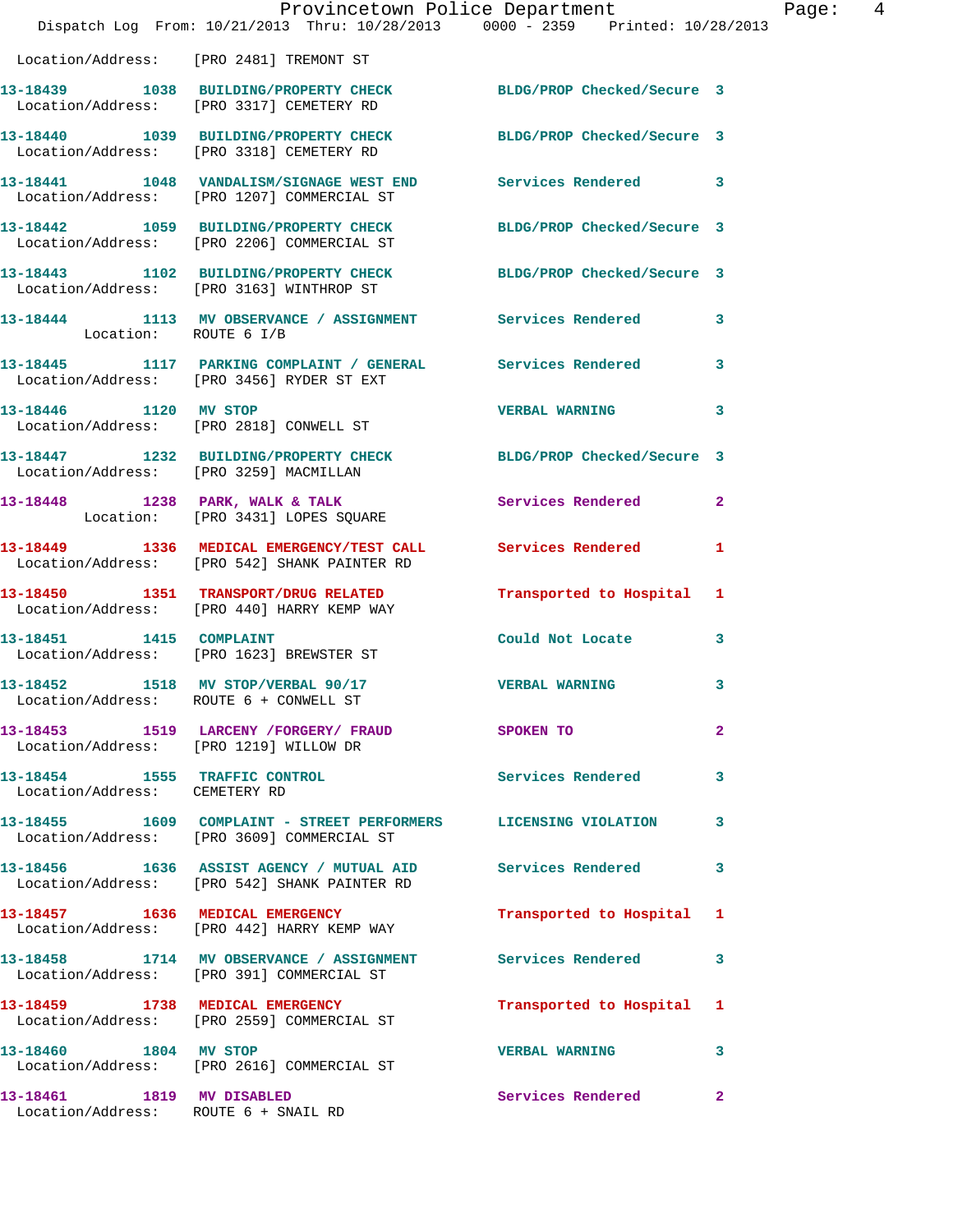Location/Address: [PRO 2481] TREMONT ST

13-18439 1038 BUILDING/PROPERTY CHECK BLDG/PROP Checked/Secure 3
Location/Address: [PRO 3317] CEMETERY RD

13-18440 1039 BUILDING/PROPERTY CHECK BLDG/PROP Checked/Secure 3
Location/Address: [PRO 3318] CEMETERY RD

13-18441 1048 VANDALISM/SIGNAGE WEST END Services Rendered 3
Location/Address: [PRO 1207] COMMERCIAL ST

13-18442 1059 BUILDING/PROPERTY CHECK BLDG/PROP Checked/Secure 3
Location/Address: [PRO 2206] COMMERCIAL ST

13-18443 1102 BUILDING/PROPERTY CHECK BLDG/PROP Checked/Secure 3
Location/Address: [PRO 3163] WINTHROP ST

13-18444 1113 MV OBSERVANCE / ASSIGNMENT Services Rendered 3
Location: ROUTE 6 I/B

13-18445 1117 PARKING COMPLAINT / GENERAL Services Rendered 3
Location/Address: [PRO 3456] RYDER ST EXT

13-18446 1120 MV STOP VERBAL WARNING 3
Location/Address: [PRO 2818] CONWELL ST

13-18447 1232 BUILDING/PROPERTY CHECK BLDG/PROP Checked/Secure 3
Location/Address: [PRO 3259] MACMILLAN

13-18448 1238 PARK, WALK & TALK Services Rendered 2
Location: [PRO 3431] LOPES SQUARE

13-18449 1336 MEDICAL EMERGENCY/TEST CALL Services Rendered 1
Location/Address: [PRO 542] SHANK PAINTER RD

13-18450 1351 TRANSPORT/DRUG RELATED Transported to Hospital 1
Location/Address: [PRO 440] HARRY KEMP WAY

13-18451 1415 COMPLAINT Could Not Locate 3
Location/Address: [PRO 1623] BREWSTER ST

13-18452 1518 MV STOP/VERBAL 90/17 VERBAL WARNING 3
Location/Address: ROUTE 6 + CONWELL ST

13-18453 1519 LARCENY /FORGERY/ FRAUD SPOKEN TO 2
Location/Address: [PRO 1219] WILLOW DR

13-18454 1555 TRAFFIC CONTROL Services Rendered 3
Location/Address: CEMETERY RD

13-18455 1609 COMPLAINT - STREET PERFORMERS LICENSING VIOLATION 3
Location/Address: [PRO 3609] COMMERCIAL ST

13-18456 1636 ASSIST AGENCY / MUTUAL AID Services Rendered 3
Location/Address: [PRO 542] SHANK PAINTER RD

13-18457 1636 MEDICAL EMERGENCY Transported to Hospital 1
Location/Address: [PRO 442] HARRY KEMP WAY

13-18458 1714 MV OBSERVANCE / ASSIGNMENT Services Rendered 3
Location/Address: [PRO 391] COMMERCIAL ST

13-18459 1738 MEDICAL EMERGENCY Transported to Hospital 1
Location/Address: [PRO 2559] COMMERCIAL ST

13-18460 1804 MV STOP VERBAL WARNING 3
Location/Address: [PRO 2616] COMMERCIAL ST

13-18461 1819 MV DISABLED Services Rendered 2
Location/Address: ROUTE 6 + SNAIL RD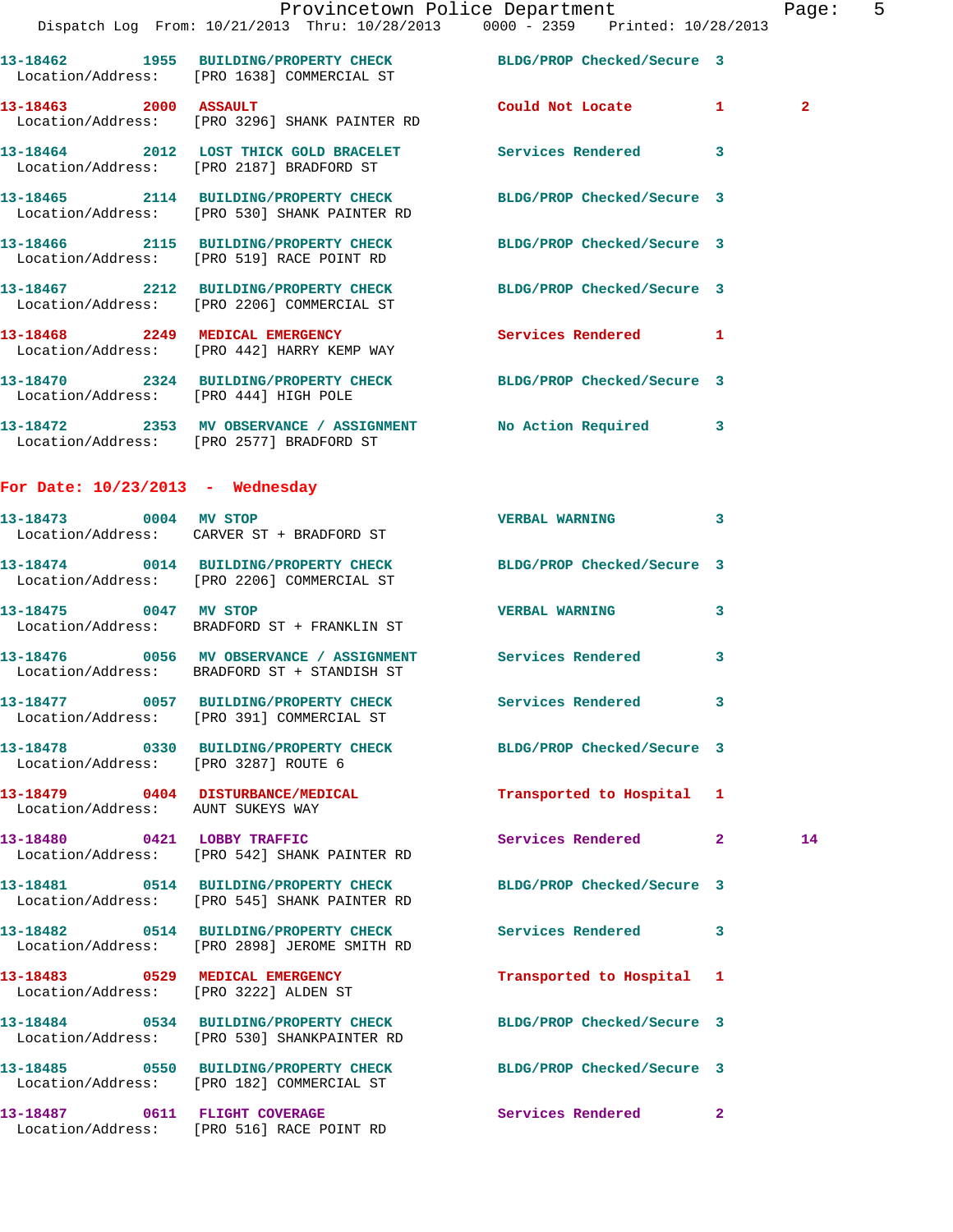| Call # | Time | Call Reason | Action | Priority | |
|---|---|---|---|---|---|
| 13-18462 | 1955 | BUILDING/PROPERTY CHECK | BLDG/PROP Checked/Secure | 3 | |
| Location/Address: [PRO 1638] COMMERCIAL ST | | | | | |
| 13-18463 | 2000 | ASSAULT | Could Not Locate | 1 | 2 |
| Location/Address: [PRO 3296] SHANK PAINTER RD | | | | | |
| 13-18464 | 2012 | LOST THICK GOLD BRACELET | Services Rendered | 3 | |
| Location/Address: [PRO 2187] BRADFORD ST | | | | | |
| 13-18465 | 2114 | BUILDING/PROPERTY CHECK | BLDG/PROP Checked/Secure | 3 | |
| Location/Address: [PRO 530] SHANK PAINTER RD | | | | | |
| 13-18466 | 2115 | BUILDING/PROPERTY CHECK | BLDG/PROP Checked/Secure | 3 | |
| Location/Address: [PRO 519] RACE POINT RD | | | | | |
| 13-18467 | 2212 | BUILDING/PROPERTY CHECK | BLDG/PROP Checked/Secure | 3 | |
| Location/Address: [PRO 2206] COMMERCIAL ST | | | | | |
| 13-18468 | 2249 | MEDICAL EMERGENCY | Services Rendered | 1 | |
| Location/Address: [PRO 442] HARRY KEMP WAY | | | | | |
| 13-18470 | 2324 | BUILDING/PROPERTY CHECK | BLDG/PROP Checked/Secure | 3 | |
| Location/Address: [PRO 444] HIGH POLE | | | | | |
| 13-18472 | 2353 | MV OBSERVANCE / ASSIGNMENT | No Action Required | 3 | |
| Location/Address: [PRO 2577] BRADFORD ST | | | | | |

## For Date: 10/23/2013 - Wednesday

| Call # | Time | Call Reason | Action | Priority | |
|---|---|---|---|---|---|
| 13-18473 | 0004 | MV STOP | VERBAL WARNING | 3 | |
| Location/Address: CARVER ST + BRADFORD ST | | | | | |
| 13-18474 | 0014 | BUILDING/PROPERTY CHECK | BLDG/PROP Checked/Secure | 3 | |
| Location/Address: [PRO 2206] COMMERCIAL ST | | | | | |
| 13-18475 | 0047 | MV STOP | VERBAL WARNING | 3 | |
| Location/Address: BRADFORD ST + FRANKLIN ST | | | | | |
| 13-18476 | 0056 | MV OBSERVANCE / ASSIGNMENT | Services Rendered | 3 | |
| Location/Address: BRADFORD ST + STANDISH ST | | | | | |
| 13-18477 | 0057 | BUILDING/PROPERTY CHECK | Services Rendered | 3 | |
| Location/Address: [PRO 391] COMMERCIAL ST | | | | | |
| 13-18478 | 0330 | BUILDING/PROPERTY CHECK | BLDG/PROP Checked/Secure | 3 | |
| Location/Address: [PRO 3287] ROUTE 6 | | | | | |
| 13-18479 | 0404 | DISTURBANCE/MEDICAL | Transported to Hospital | 1 | |
| Location/Address: AUNT SUKEYS WAY | | | | | |
| 13-18480 | 0421 | LOBBY TRAFFIC | Services Rendered | 2 | 14 |
| Location/Address: [PRO 542] SHANK PAINTER RD | | | | | |
| 13-18481 | 0514 | BUILDING/PROPERTY CHECK | BLDG/PROP Checked/Secure | 3 | |
| Location/Address: [PRO 545] SHANK PAINTER RD | | | | | |
| 13-18482 | 0514 | BUILDING/PROPERTY CHECK | Services Rendered | 3 | |
| Location/Address: [PRO 2898] JEROME SMITH RD | | | | | |
| 13-18483 | 0529 | MEDICAL EMERGENCY | Transported to Hospital | 1 | |
| Location/Address: [PRO 3222] ALDEN ST | | | | | |
| 13-18484 | 0534 | BUILDING/PROPERTY CHECK | BLDG/PROP Checked/Secure | 3 | |
| Location/Address: [PRO 530] SHANKPAINTER RD | | | | | |
| 13-18485 | 0550 | BUILDING/PROPERTY CHECK | BLDG/PROP Checked/Secure | 3 | |
| Location/Address: [PRO 182] COMMERCIAL ST | | | | | |
| 13-18487 | 0611 | FLIGHT COVERAGE | Services Rendered | 2 | |
| Location/Address: [PRO 516] RACE POINT RD | | | | | |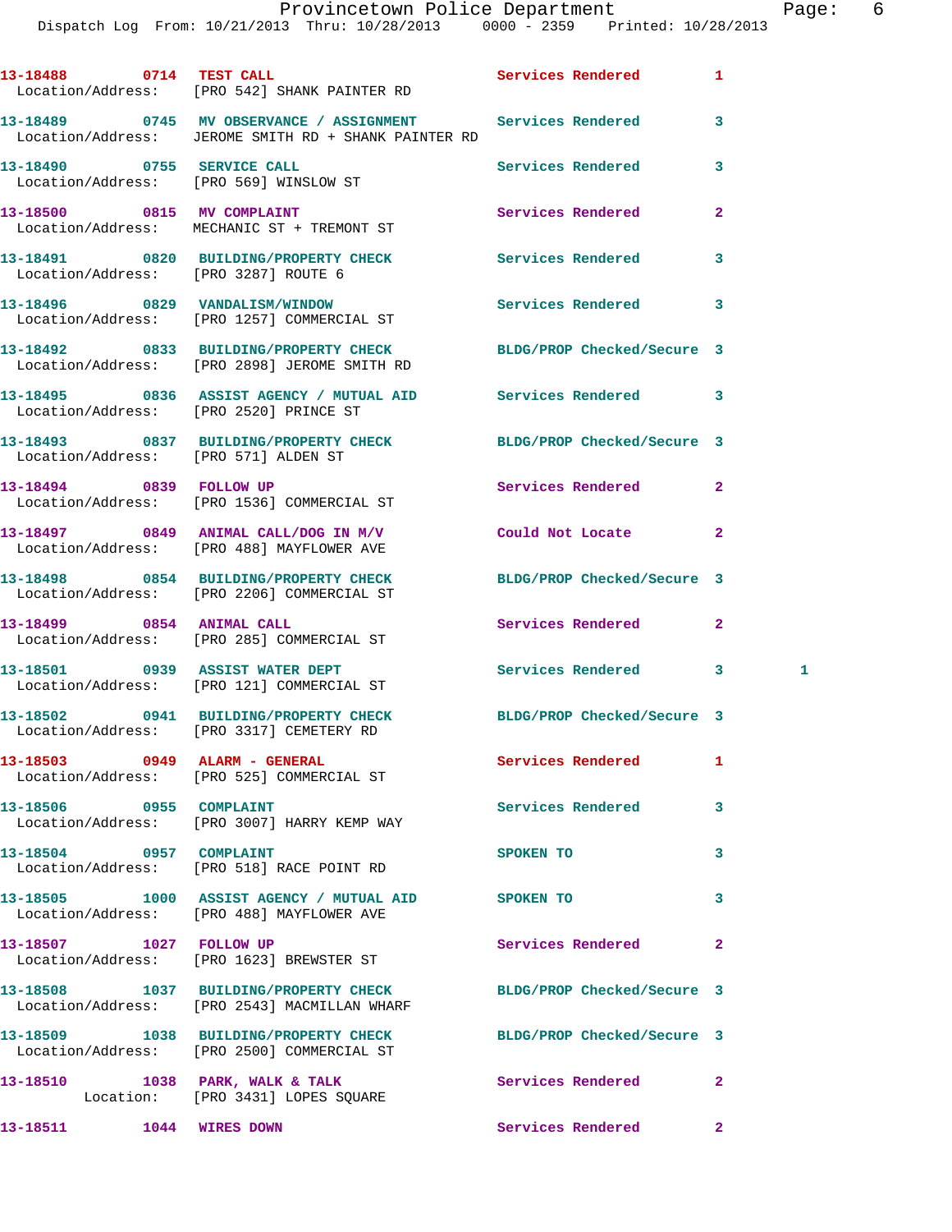13-18488 0714 TEST CALL Services Rendered 1
Location/Address: [PRO 542] SHANK PAINTER RD

13-18489 0745 MV OBSERVANCE / ASSIGNMENT Services Rendered 3
Location/Address: JEROME SMITH RD + SHANK PAINTER RD

13-18490 0755 SERVICE CALL Services Rendered 3
Location/Address: [PRO 569] WINSLOW ST

13-18500 0815 MV COMPLAINT Services Rendered 2
Location/Address: MECHANIC ST + TREMONT ST

13-18491 0820 BUILDING/PROPERTY CHECK Services Rendered 3
Location/Address: [PRO 3287] ROUTE 6

13-18496 0829 VANDALISM/WINDOW Services Rendered 3
Location/Address: [PRO 1257] COMMERCIAL ST

13-18492 0833 BUILDING/PROPERTY CHECK BLDG/PROP Checked/Secure 3
Location/Address: [PRO 2898] JEROME SMITH RD

13-18495 0836 ASSIST AGENCY / MUTUAL AID Services Rendered 3
Location/Address: [PRO 2520] PRINCE ST

13-18493 0837 BUILDING/PROPERTY CHECK BLDG/PROP Checked/Secure 3
Location/Address: [PRO 571] ALDEN ST

13-18494 0839 FOLLOW UP Services Rendered 2
Location/Address: [PRO 1536] COMMERCIAL ST

13-18497 0849 ANIMAL CALL/DOG IN M/V Could Not Locate 2
Location/Address: [PRO 488] MAYFLOWER AVE

13-18498 0854 BUILDING/PROPERTY CHECK BLDG/PROP Checked/Secure 3
Location/Address: [PRO 2206] COMMERCIAL ST

13-18499 0854 ANIMAL CALL Services Rendered 2
Location/Address: [PRO 285] COMMERCIAL ST

13-18501 0939 ASSIST WATER DEPT Services Rendered 3 1
Location/Address: [PRO 121] COMMERCIAL ST

13-18502 0941 BUILDING/PROPERTY CHECK BLDG/PROP Checked/Secure 3
Location/Address: [PRO 3317] CEMETERY RD

13-18503 0949 ALARM - GENERAL Services Rendered 1
Location/Address: [PRO 525] COMMERCIAL ST

13-18506 0955 COMPLAINT Services Rendered 3
Location/Address: [PRO 3007] HARRY KEMP WAY

13-18504 0957 COMPLAINT SPOKEN TO 3
Location/Address: [PRO 518] RACE POINT RD

13-18505 1000 ASSIST AGENCY / MUTUAL AID SPOKEN TO 3
Location/Address: [PRO 488] MAYFLOWER AVE

13-18507 1027 FOLLOW UP Services Rendered 2
Location/Address: [PRO 1623] BREWSTER ST

13-18508 1037 BUILDING/PROPERTY CHECK BLDG/PROP Checked/Secure 3
Location/Address: [PRO 2543] MACMILLAN WHARF

13-18509 1038 BUILDING/PROPERTY CHECK BLDG/PROP Checked/Secure 3
Location/Address: [PRO 2500] COMMERCIAL ST

13-18510 1038 PARK, WALK & TALK Services Rendered 2
Location: [PRO 3431] LOPES SQUARE

13-18511 1044 WIRES DOWN Services Rendered 2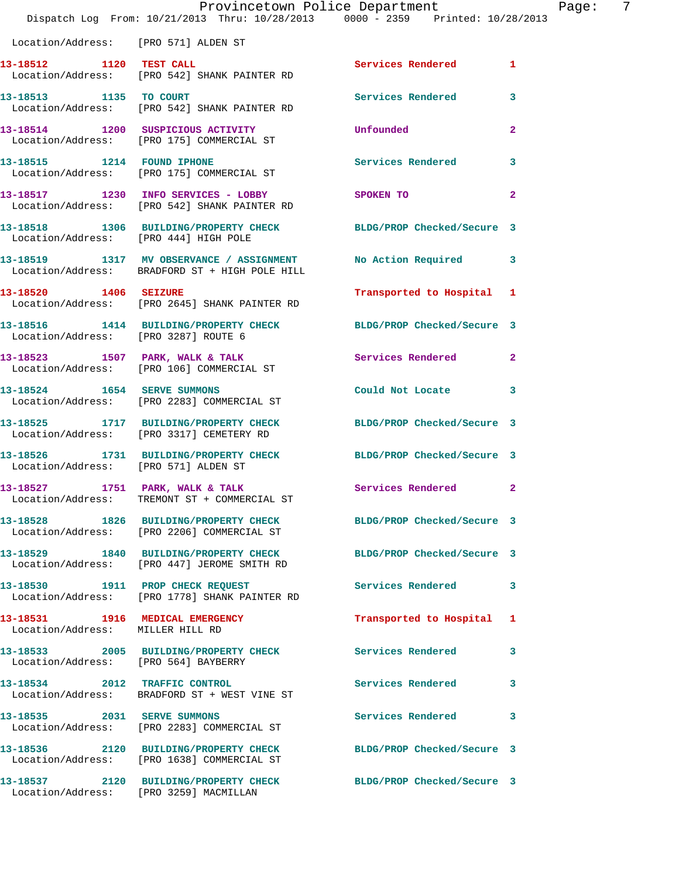Location/Address: [PRO 571] ALDEN ST

| Call # | Time | Call Type | Disposition | Priority |
|---|---|---|---|---|
| 13-18512 | 1120 | TEST CALL | Services Rendered | 1 |
| | | Location/Address: [PRO 542] SHANK PAINTER RD | | |
| 13-18513 | 1135 | TO COURT | Services Rendered | 3 |
| | | Location/Address: [PRO 542] SHANK PAINTER RD | | |
| 13-18514 | 1200 | SUSPICIOUS ACTIVITY | Unfounded | 2 |
| | | Location/Address: [PRO 175] COMMERCIAL ST | | |
| 13-18515 | 1214 | FOUND IPHONE | Services Rendered | 3 |
| | | Location/Address: [PRO 175] COMMERCIAL ST | | |
| 13-18517 | 1230 | INFO SERVICES - LOBBY | SPOKEN TO | 2 |
| | | Location/Address: [PRO 542] SHANK PAINTER RD | | |
| 13-18518 | 1306 | BUILDING/PROPERTY CHECK | BLDG/PROP Checked/Secure | 3 |
| | | Location/Address: [PRO 444] HIGH POLE | | |
| 13-18519 | 1317 | MV OBSERVANCE / ASSIGNMENT | No Action Required | 3 |
| | | Location/Address: BRADFORD ST + HIGH POLE HILL | | |
| 13-18520 | 1406 | SEIZURE | Transported to Hospital | 1 |
| | | Location/Address: [PRO 2645] SHANK PAINTER RD | | |
| 13-18516 | 1414 | BUILDING/PROPERTY CHECK | BLDG/PROP Checked/Secure | 3 |
| | | Location/Address: [PRO 3287] ROUTE 6 | | |
| 13-18523 | 1507 | PARK, WALK & TALK | Services Rendered | 2 |
| | | Location/Address: [PRO 106] COMMERCIAL ST | | |
| 13-18524 | 1654 | SERVE SUMMONS | Could Not Locate | 3 |
| | | Location/Address: [PRO 2283] COMMERCIAL ST | | |
| 13-18525 | 1717 | BUILDING/PROPERTY CHECK | BLDG/PROP Checked/Secure | 3 |
| | | Location/Address: [PRO 3317] CEMETERY RD | | |
| 13-18526 | 1731 | BUILDING/PROPERTY CHECK | BLDG/PROP Checked/Secure | 3 |
| | | Location/Address: [PRO 571] ALDEN ST | | |
| 13-18527 | 1751 | PARK, WALK & TALK | Services Rendered | 2 |
| | | Location/Address: TREMONT ST + COMMERCIAL ST | | |
| 13-18528 | 1826 | BUILDING/PROPERTY CHECK | BLDG/PROP Checked/Secure | 3 |
| | | Location/Address: [PRO 2206] COMMERCIAL ST | | |
| 13-18529 | 1840 | BUILDING/PROPERTY CHECK | BLDG/PROP Checked/Secure | 3 |
| | | Location/Address: [PRO 447] JEROME SMITH RD | | |
| 13-18530 | 1911 | PROP CHECK REQUEST | Services Rendered | 3 |
| | | Location/Address: [PRO 1778] SHANK PAINTER RD | | |
| 13-18531 | 1916 | MEDICAL EMERGENCY | Transported to Hospital | 1 |
| | | Location/Address: MILLER HILL RD | | |
| 13-18533 | 2005 | BUILDING/PROPERTY CHECK | Services Rendered | 3 |
| | | Location/Address: [PRO 564] BAYBERRY | | |
| 13-18534 | 2012 | TRAFFIC CONTROL | Services Rendered | 3 |
| | | Location/Address: BRADFORD ST + WEST VINE ST | | |
| 13-18535 | 2031 | SERVE SUMMONS | Services Rendered | 3 |
| | | Location/Address: [PRO 2283] COMMERCIAL ST | | |
| 13-18536 | 2120 | BUILDING/PROPERTY CHECK | BLDG/PROP Checked/Secure | 3 |
| | | Location/Address: [PRO 1638] COMMERCIAL ST | | |
| 13-18537 | 2120 | BUILDING/PROPERTY CHECK | BLDG/PROP Checked/Secure | 3 |
| | | Location/Address: [PRO 3259] MACMILLAN | | |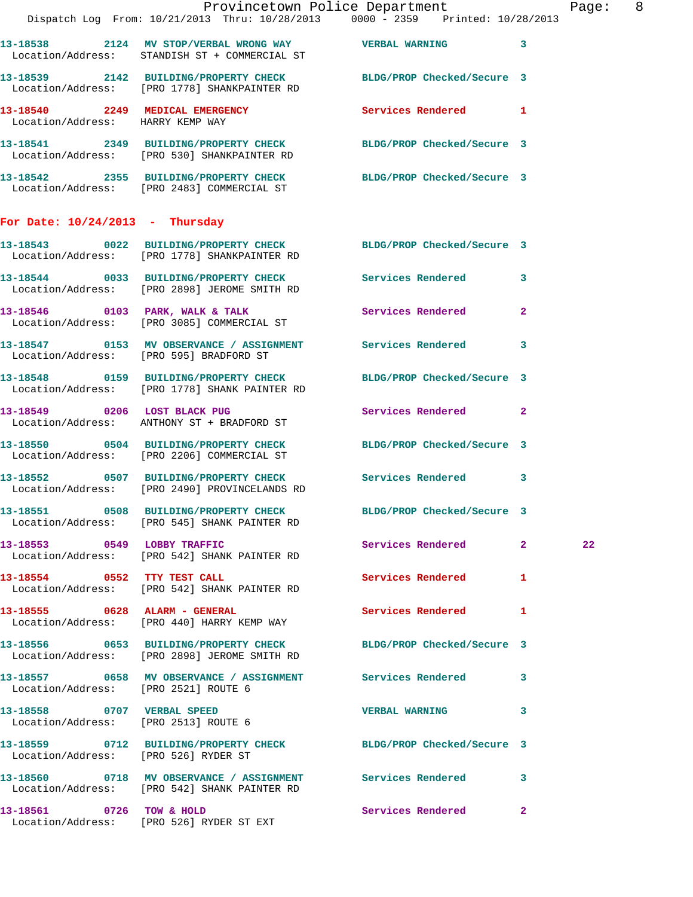13-18538 2124 MV STOP/VERBAL WRONG WAY VERBAL WARNING 3
Location/Address: STANDISH ST + COMMERCIAL ST

13-18539 2142 BUILDING/PROPERTY CHECK BLDG/PROP Checked/Secure 3
Location/Address: [PRO 1778] SHANKPAINTER RD

13-18540 2249 MEDICAL EMERGENCY Services Rendered 1
Location/Address: HARRY KEMP WAY

13-18541 2349 BUILDING/PROPERTY CHECK BLDG/PROP Checked/Secure 3
Location/Address: [PRO 530] SHANKPAINTER RD

13-18542 2355 BUILDING/PROPERTY CHECK BLDG/PROP Checked/Secure 3
Location/Address: [PRO 2483] COMMERCIAL ST

## For Date: 10/24/2013 - Thursday

13-18543 0022 BUILDING/PROPERTY CHECK BLDG/PROP Checked/Secure 3
Location/Address: [PRO 1778] SHANKPAINTER RD

13-18544 0033 BUILDING/PROPERTY CHECK Services Rendered 3
Location/Address: [PRO 2898] JEROME SMITH RD

13-18546 0103 PARK, WALK & TALK Services Rendered 2
Location/Address: [PRO 3085] COMMERCIAL ST

13-18547 0153 MV OBSERVANCE / ASSIGNMENT Services Rendered 3
Location/Address: [PRO 595] BRADFORD ST

13-18548 0159 BUILDING/PROPERTY CHECK BLDG/PROP Checked/Secure 3
Location/Address: [PRO 1778] SHANK PAINTER RD

13-18549 0206 LOST BLACK PUG Services Rendered 2
Location/Address: ANTHONY ST + BRADFORD ST

13-18550 0504 BUILDING/PROPERTY CHECK BLDG/PROP Checked/Secure 3
Location/Address: [PRO 2206] COMMERCIAL ST

13-18552 0507 BUILDING/PROPERTY CHECK Services Rendered 3
Location/Address: [PRO 2490] PROVINCELANDS RD

13-18551 0508 BUILDING/PROPERTY CHECK BLDG/PROP Checked/Secure 3
Location/Address: [PRO 545] SHANK PAINTER RD

13-18553 0549 LOBBY TRAFFIC Services Rendered 2 22
Location/Address: [PRO 542] SHANK PAINTER RD

13-18554 0552 TTY TEST CALL Services Rendered 1
Location/Address: [PRO 542] SHANK PAINTER RD

13-18555 0628 ALARM - GENERAL Services Rendered 1
Location/Address: [PRO 440] HARRY KEMP WAY

13-18556 0653 BUILDING/PROPERTY CHECK BLDG/PROP Checked/Secure 3
Location/Address: [PRO 2898] JEROME SMITH RD

13-18557 0658 MV OBSERVANCE / ASSIGNMENT Services Rendered 3
Location/Address: [PRO 2521] ROUTE 6

13-18558 0707 VERBAL SPEED VERBAL WARNING 3
Location/Address: [PRO 2513] ROUTE 6

13-18559 0712 BUILDING/PROPERTY CHECK BLDG/PROP Checked/Secure 3
Location/Address: [PRO 526] RYDER ST

13-18560 0718 MV OBSERVANCE / ASSIGNMENT Services Rendered 3
Location/Address: [PRO 542] SHANK PAINTER RD

13-18561 0726 TOW & HOLD Services Rendered 2
Location/Address: [PRO 526] RYDER ST EXT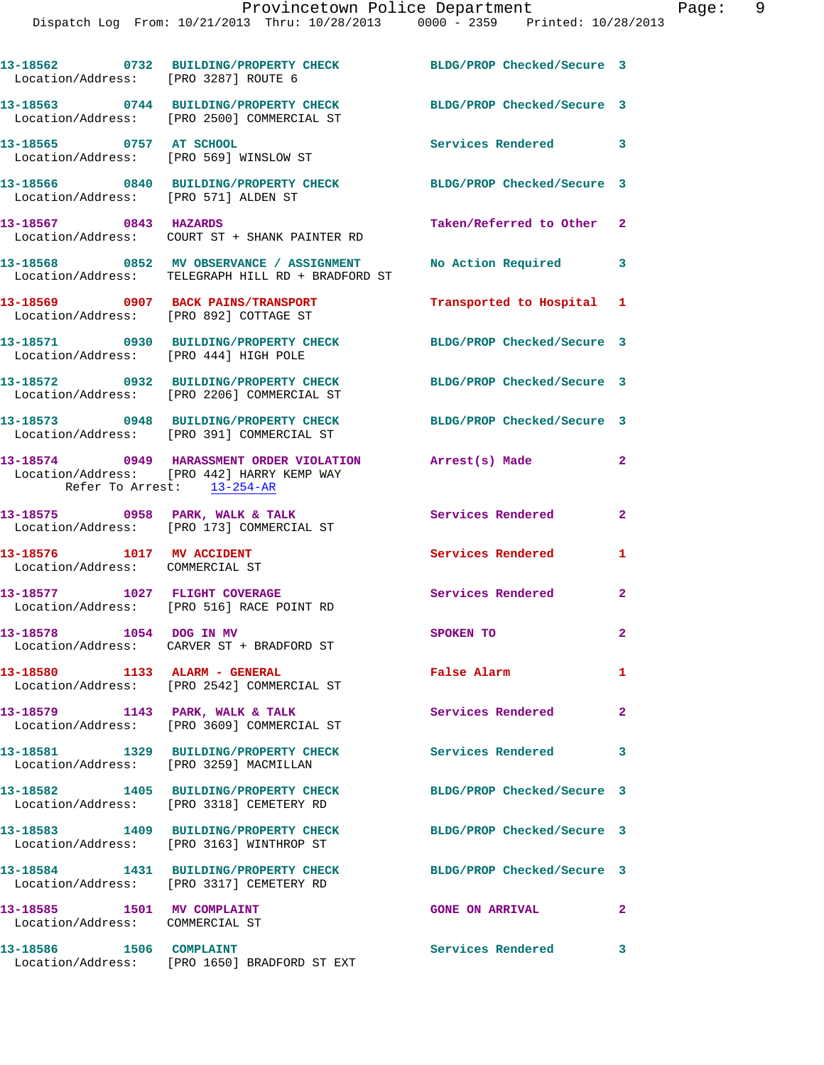13-18562 0732 BUILDING/PROPERTY CHECK BLDG/PROP Checked/Secure 3
Location/Address: [PRO 3287] ROUTE 6

13-18563 0744 BUILDING/PROPERTY CHECK BLDG/PROP Checked/Secure 3
Location/Address: [PRO 2500] COMMERCIAL ST

13-18565 0757 AT SCHOOL Services Rendered 3
Location/Address: [PRO 569] WINSLOW ST

13-18566 0840 BUILDING/PROPERTY CHECK BLDG/PROP Checked/Secure 3
Location/Address: [PRO 571] ALDEN ST

13-18567 0843 HAZARDS Taken/Referred to Other 2
Location/Address: COURT ST + SHANK PAINTER RD

13-18568 0852 MV OBSERVANCE / ASSIGNMENT No Action Required 3
Location/Address: TELEGRAPH HILL RD + BRADFORD ST

13-18569 0907 BACK PAINS/TRANSPORT Transported to Hospital 1
Location/Address: [PRO 892] COTTAGE ST

13-18571 0930 BUILDING/PROPERTY CHECK BLDG/PROP Checked/Secure 3
Location/Address: [PRO 444] HIGH POLE

13-18572 0932 BUILDING/PROPERTY CHECK BLDG/PROP Checked/Secure 3
Location/Address: [PRO 2206] COMMERCIAL ST

13-18573 0948 BUILDING/PROPERTY CHECK BLDG/PROP Checked/Secure 3
Location/Address: [PRO 391] COMMERCIAL ST

13-18574 0949 HARASSMENT ORDER VIOLATION Arrest(s) Made 2
Location/Address: [PRO 442] HARRY KEMP WAY
Refer To Arrest: 13-254-AR

13-18575 0958 PARK, WALK & TALK Services Rendered 2
Location/Address: [PRO 173] COMMERCIAL ST

13-18576 1017 MV ACCIDENT Services Rendered 1
Location/Address: COMMERCIAL ST

13-18577 1027 FLIGHT COVERAGE Services Rendered 2
Location/Address: [PRO 516] RACE POINT RD

13-18578 1054 DOG IN MV SPOKEN TO 2
Location/Address: CARVER ST + BRADFORD ST

13-18580 1133 ALARM - GENERAL False Alarm 1
Location/Address: [PRO 2542] COMMERCIAL ST

13-18579 1143 PARK, WALK & TALK Services Rendered 2
Location/Address: [PRO 3609] COMMERCIAL ST

13-18581 1329 BUILDING/PROPERTY CHECK Services Rendered 3
Location/Address: [PRO 3259] MACMILLAN

13-18582 1405 BUILDING/PROPERTY CHECK BLDG/PROP Checked/Secure 3
Location/Address: [PRO 3318] CEMETERY RD

13-18583 1409 BUILDING/PROPERTY CHECK BLDG/PROP Checked/Secure 3
Location/Address: [PRO 3163] WINTHROP ST

13-18584 1431 BUILDING/PROPERTY CHECK BLDG/PROP Checked/Secure 3
Location/Address: [PRO 3317] CEMETERY RD

13-18585 1501 MV COMPLAINT GONE ON ARRIVAL 2
Location/Address: COMMERCIAL ST

13-18586 1506 COMPLAINT Services Rendered 3
Location/Address: [PRO 1650] BRADFORD ST EXT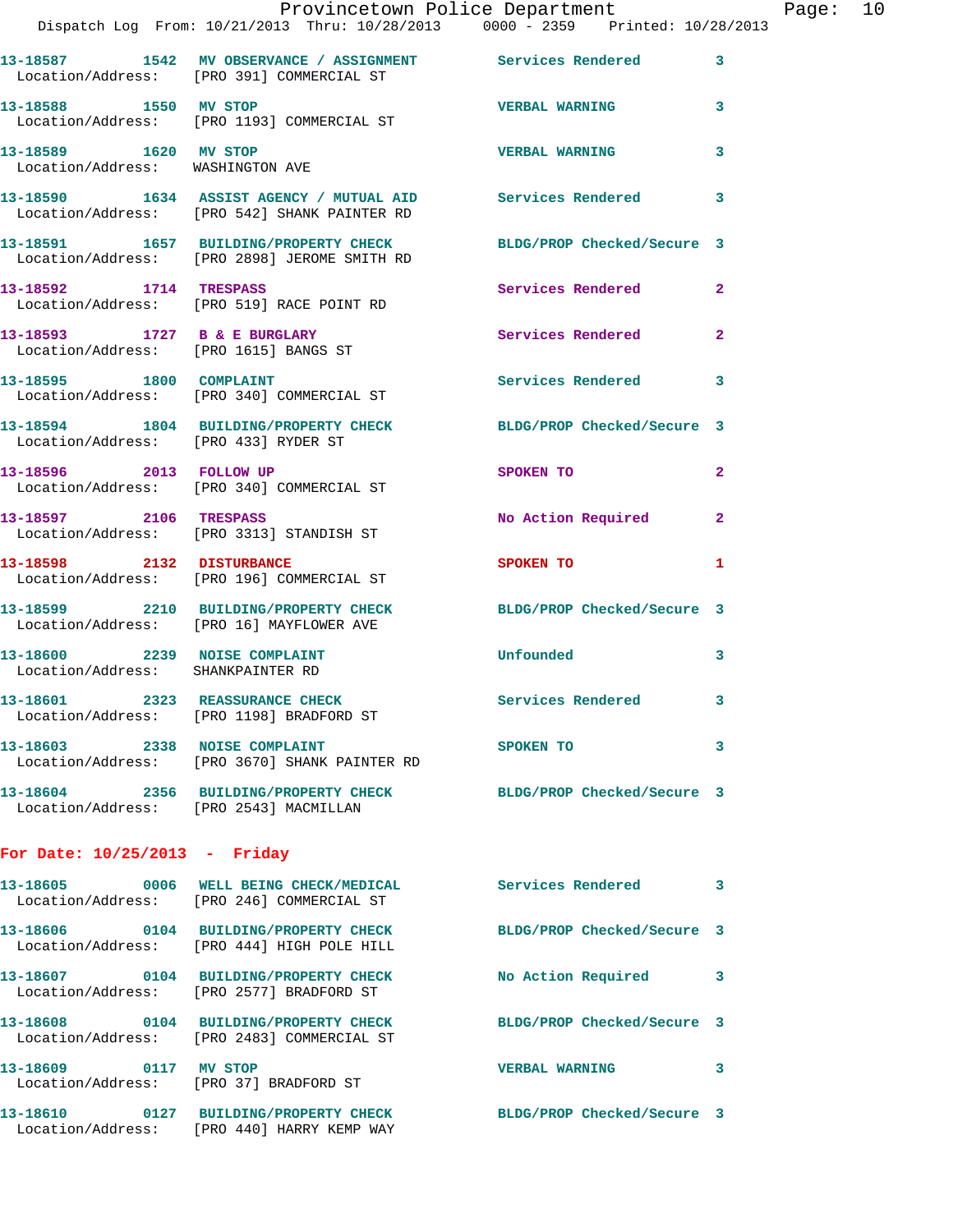13-18587 1542 MV OBSERVANCE / ASSIGNMENT Services Rendered 3
Location/Address: [PRO 391] COMMERCIAL ST

13-18588 1550 MV STOP VERBAL WARNING 3
Location/Address: [PRO 1193] COMMERCIAL ST

13-18589 1620 MV STOP VERBAL WARNING 3
Location/Address: WASHINGTON AVE

13-18590 1634 ASSIST AGENCY / MUTUAL AID Services Rendered 3
Location/Address: [PRO 542] SHANK PAINTER RD

13-18591 1657 BUILDING/PROPERTY CHECK BLDG/PROP Checked/Secure 3
Location/Address: [PRO 2898] JEROME SMITH RD

13-18592 1714 TRESPASS Services Rendered 2
Location/Address: [PRO 519] RACE POINT RD

13-18593 1727 B & E BURGLARY Services Rendered 2
Location/Address: [PRO 1615] BANGS ST

13-18595 1800 COMPLAINT Services Rendered 3
Location/Address: [PRO 340] COMMERCIAL ST

13-18594 1804 BUILDING/PROPERTY CHECK BLDG/PROP Checked/Secure 3
Location/Address: [PRO 433] RYDER ST

13-18596 2013 FOLLOW UP SPOKEN TO 2
Location/Address: [PRO 340] COMMERCIAL ST

13-18597 2106 TRESPASS No Action Required 2
Location/Address: [PRO 3313] STANDISH ST

13-18598 2132 DISTURBANCE SPOKEN TO 1
Location/Address: [PRO 196] COMMERCIAL ST

13-18599 2210 BUILDING/PROPERTY CHECK BLDG/PROP Checked/Secure 3
Location/Address: [PRO 16] MAYFLOWER AVE

13-18600 2239 NOISE COMPLAINT Unfounded 3
Location/Address: SHANKPAINTER RD

13-18601 2323 REASSURANCE CHECK Services Rendered 3
Location/Address: [PRO 1198] BRADFORD ST

13-18603 2338 NOISE COMPLAINT SPOKEN TO 3
Location/Address: [PRO 3670] SHANK PAINTER RD

13-18604 2356 BUILDING/PROPERTY CHECK BLDG/PROP Checked/Secure 3
Location/Address: [PRO 2543] MACMILLAN

## For Date: 10/25/2013 - Friday

13-18605 0006 WELL BEING CHECK/MEDICAL Services Rendered 3
Location/Address: [PRO 246] COMMERCIAL ST

13-18606 0104 BUILDING/PROPERTY CHECK BLDG/PROP Checked/Secure 3
Location/Address: [PRO 444] HIGH POLE HILL

13-18607 0104 BUILDING/PROPERTY CHECK No Action Required 3
Location/Address: [PRO 2577] BRADFORD ST

13-18608 0104 BUILDING/PROPERTY CHECK BLDG/PROP Checked/Secure 3
Location/Address: [PRO 2483] COMMERCIAL ST

13-18609 0117 MV STOP VERBAL WARNING 3
Location/Address: [PRO 37] BRADFORD ST

13-18610 0127 BUILDING/PROPERTY CHECK BLDG/PROP Checked/Secure 3
Location/Address: [PRO 440] HARRY KEMP WAY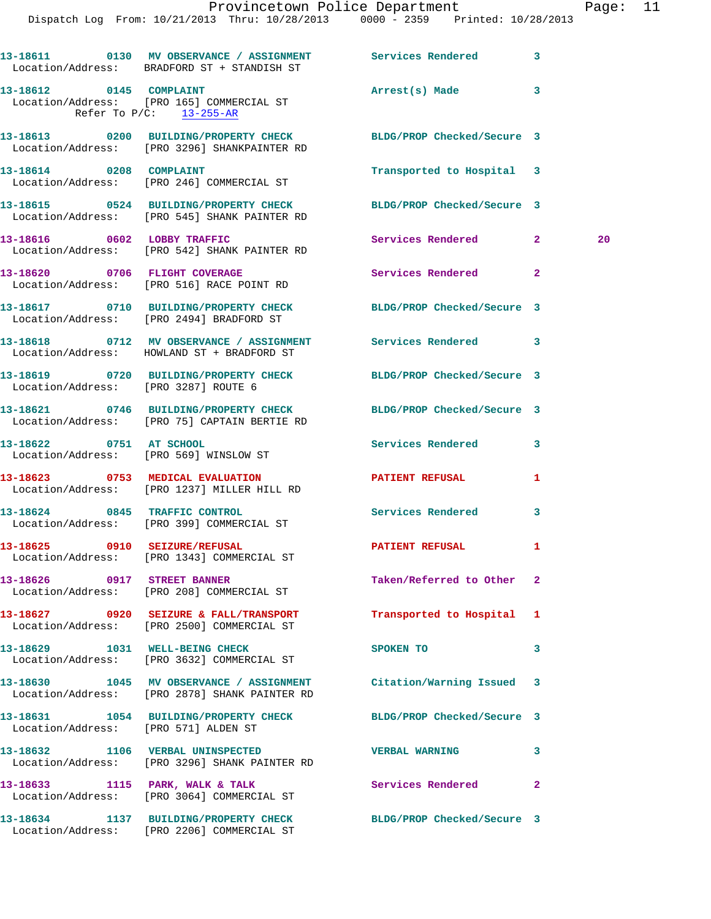13-18611 0130 MV OBSERVANCE / ASSIGNMENT Services Rendered 3
Location/Address: BRADFORD ST + STANDISH ST

13-18612 0145 COMPLAINT Arrest(s) Made 3
Location/Address: [PRO 165] COMMERCIAL ST
Refer To P/C: 13-255-AR

13-18613 0200 BUILDING/PROPERTY CHECK BLDG/PROP Checked/Secure 3
Location/Address: [PRO 3296] SHANKPAINTER RD

13-18614 0208 COMPLAINT Transported to Hospital 3
Location/Address: [PRO 246] COMMERCIAL ST

13-18615 0524 BUILDING/PROPERTY CHECK BLDG/PROP Checked/Secure 3
Location/Address: [PRO 545] SHANK PAINTER RD

13-18616 0602 LOBBY TRAFFIC Services Rendered 2 20
Location/Address: [PRO 542] SHANK PAINTER RD

13-18620 0706 FLIGHT COVERAGE Services Rendered 2
Location/Address: [PRO 516] RACE POINT RD

13-18617 0710 BUILDING/PROPERTY CHECK BLDG/PROP Checked/Secure 3
Location/Address: [PRO 2494] BRADFORD ST

13-18618 0712 MV OBSERVANCE / ASSIGNMENT Services Rendered 3
Location/Address: HOWLAND ST + BRADFORD ST

13-18619 0720 BUILDING/PROPERTY CHECK BLDG/PROP Checked/Secure 3
Location/Address: [PRO 3287] ROUTE 6

13-18621 0746 BUILDING/PROPERTY CHECK BLDG/PROP Checked/Secure 3
Location/Address: [PRO 75] CAPTAIN BERTIE RD

13-18622 0751 AT SCHOOL Services Rendered 3
Location/Address: [PRO 569] WINSLOW ST

13-18623 0753 MEDICAL EVALUATION PATIENT REFUSAL 1
Location/Address: [PRO 1237] MILLER HILL RD

13-18624 0845 TRAFFIC CONTROL Services Rendered 3
Location/Address: [PRO 399] COMMERCIAL ST

13-18625 0910 SEIZURE/REFUSAL PATIENT REFUSAL 1
Location/Address: [PRO 1343] COMMERCIAL ST

13-18626 0917 STREET BANNER Taken/Referred to Other 2
Location/Address: [PRO 208] COMMERCIAL ST

13-18627 0920 SEIZURE & FALL/TRANSPORT Transported to Hospital 1
Location/Address: [PRO 2500] COMMERCIAL ST

13-18629 1031 WELL-BEING CHECK SPOKEN TO 3
Location/Address: [PRO 3632] COMMERCIAL ST

13-18630 1045 MV OBSERVANCE / ASSIGNMENT Citation/Warning Issued 3
Location/Address: [PRO 2878] SHANK PAINTER RD

13-18631 1054 BUILDING/PROPERTY CHECK BLDG/PROP Checked/Secure 3
Location/Address: [PRO 571] ALDEN ST

13-18632 1106 VERBAL UNINSPECTED VERBAL WARNING 3
Location/Address: [PRO 3296] SHANK PAINTER RD

13-18633 1115 PARK, WALK & TALK Services Rendered 2
Location/Address: [PRO 3064] COMMERCIAL ST

13-18634 1137 BUILDING/PROPERTY CHECK BLDG/PROP Checked/Secure 3
Location/Address: [PRO 2206] COMMERCIAL ST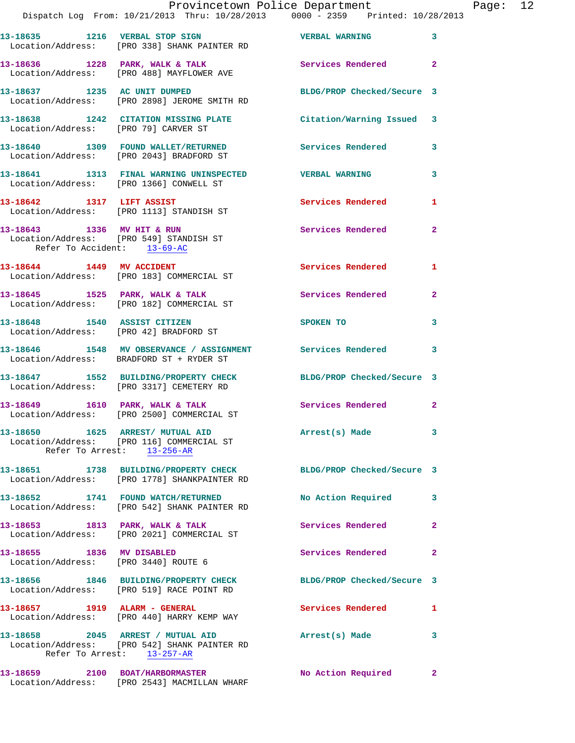13-18635 1216 VERBAL STOP SIGN VERBAL WARNING 3
Location/Address: [PRO 338] SHANK PAINTER RD

13-18636 1228 PARK, WALK & TALK Services Rendered 2
Location/Address: [PRO 488] MAYFLOWER AVE

13-18637 1235 AC UNIT DUMPED BLDG/PROP Checked/Secure 3
Location/Address: [PRO 2898] JEROME SMITH RD

13-18638 1242 CITATION MISSING PLATE Citation/Warning Issued 3
Location/Address: [PRO 79] CARVER ST

13-18640 1309 FOUND WALLET/RETURNED Services Rendered 3
Location/Address: [PRO 2043] BRADFORD ST

13-18641 1313 FINAL WARNING UNINSPECTED VERBAL WARNING 3
Location/Address: [PRO 1366] CONWELL ST

13-18642 1317 LIFT ASSIST Services Rendered 1
Location/Address: [PRO 1113] STANDISH ST

13-18643 1336 MV HIT & RUN Services Rendered 2
Location/Address: [PRO 549] STANDISH ST
Refer To Accident: 13-69-AC

13-18644 1449 MV ACCIDENT Services Rendered 1
Location/Address: [PRO 183] COMMERCIAL ST

13-18645 1525 PARK, WALK & TALK Services Rendered 2
Location/Address: [PRO 182] COMMERCIAL ST

13-18648 1540 ASSIST CITIZEN SPOKEN TO 3
Location/Address: [PRO 42] BRADFORD ST

13-18646 1548 MV OBSERVANCE / ASSIGNMENT Services Rendered 3
Location/Address: BRADFORD ST + RYDER ST

13-18647 1552 BUILDING/PROPERTY CHECK BLDG/PROP Checked/Secure 3
Location/Address: [PRO 3317] CEMETERY RD

13-18649 1610 PARK, WALK & TALK Services Rendered 2
Location/Address: [PRO 2500] COMMERCIAL ST

13-18650 1625 ARREST/ MUTUAL AID Arrest(s) Made 3
Location/Address: [PRO 116] COMMERCIAL ST
Refer To Arrest: 13-256-AR

13-18651 1738 BUILDING/PROPERTY CHECK BLDG/PROP Checked/Secure 3
Location/Address: [PRO 1778] SHANKPAINTER RD

13-18652 1741 FOUND WATCH/RETURNED No Action Required 3
Location/Address: [PRO 542] SHANK PAINTER RD

13-18653 1813 PARK, WALK & TALK Services Rendered 2
Location/Address: [PRO 2021] COMMERCIAL ST

13-18655 1836 MV DISABLED Services Rendered 2
Location/Address: [PRO 3440] ROUTE 6

13-18656 1846 BUILDING/PROPERTY CHECK BLDG/PROP Checked/Secure 3
Location/Address: [PRO 519] RACE POINT RD

13-18657 1919 ALARM - GENERAL Services Rendered 1
Location/Address: [PRO 440] HARRY KEMP WAY

13-18658 2045 ARREST / MUTUAL AID Arrest(s) Made 3
Location/Address: [PRO 542] SHANK PAINTER RD
Refer To Arrest: 13-257-AR

13-18659 2100 BOAT/HARBORMASTER No Action Required 2
Location/Address: [PRO 2543] MACMILLAN WHARF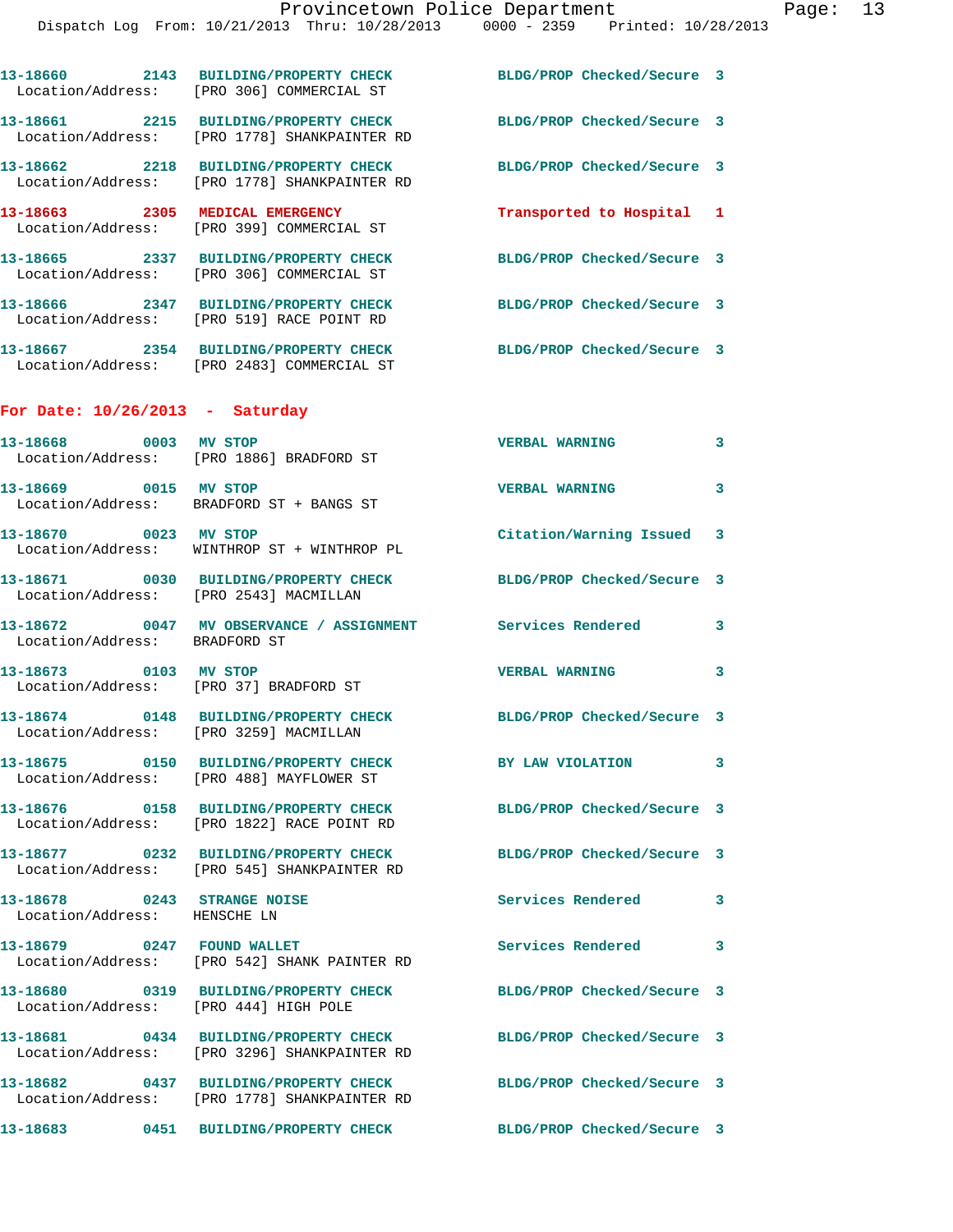| Call Number | Time | Call Reason | Action | Priority |
|---|---|---|---|---|
| 13-18660 | 2143 | BUILDING/PROPERTY CHECK | BLDG/PROP Checked/Secure | 3 |
| Location/Address: | | [PRO 306] COMMERCIAL ST | | |
| 13-18661 | 2215 | BUILDING/PROPERTY CHECK | BLDG/PROP Checked/Secure | 3 |
| Location/Address: | | [PRO 1778] SHANKPAINTER RD | | |
| 13-18662 | 2218 | BUILDING/PROPERTY CHECK | BLDG/PROP Checked/Secure | 3 |
| Location/Address: | | [PRO 1778] SHANKPAINTER RD | | |
| 13-18663 | 2305 | MEDICAL EMERGENCY | Transported to Hospital | 1 |
| Location/Address: | | [PRO 399] COMMERCIAL ST | | |
| 13-18665 | 2337 | BUILDING/PROPERTY CHECK | BLDG/PROP Checked/Secure | 3 |
| Location/Address: | | [PRO 306] COMMERCIAL ST | | |
| 13-18666 | 2347 | BUILDING/PROPERTY CHECK | BLDG/PROP Checked/Secure | 3 |
| Location/Address: | | [PRO 519] RACE POINT RD | | |
| 13-18667 | 2354 | BUILDING/PROPERTY CHECK | BLDG/PROP Checked/Secure | 3 |
| Location/Address: | | [PRO 2483] COMMERCIAL ST | | |

## For Date: 10/26/2013 - Saturday

| Call Number | Time | Call Reason | Action | Priority |
|---|---|---|---|---|
| 13-18668 | 0003 | MV STOP | VERBAL WARNING | 3 |
| Location/Address: | | [PRO 1886] BRADFORD ST | | |
| 13-18669 | 0015 | MV STOP | VERBAL WARNING | 3 |
| Location/Address: | | BRADFORD ST + BANGS ST | | |
| 13-18670 | 0023 | MV STOP | Citation/Warning Issued | 3 |
| Location/Address: | | WINTHROP ST + WINTHROP PL | | |
| 13-18671 | 0030 | BUILDING/PROPERTY CHECK | BLDG/PROP Checked/Secure | 3 |
| Location/Address: | | [PRO 2543] MACMILLAN | | |
| 13-18672 | 0047 | MV OBSERVATION / ASSIGNMENT | Services Rendered | 3 |
| Location/Address: | | BRADFORD ST | | |
| 13-18673 | 0103 | MV STOP | VERBAL WARNING | 3 |
| Location/Address: | | [PRO 37] BRADFORD ST | | |
| 13-18674 | 0148 | BUILDING/PROPERTY CHECK | BLDG/PROP Checked/Secure | 3 |
| Location/Address: | | [PRO 3259] MACMILLAN | | |
| 13-18675 | 0150 | BUILDING/PROPERTY CHECK | BY LAW VIOLATION | 3 |
| Location/Address: | | [PRO 488] MAYFLOWER ST | | |
| 13-18676 | 0158 | BUILDING/PROPERTY CHECK | BLDG/PROP Checked/Secure | 3 |
| Location/Address: | | [PRO 1822] RACE POINT RD | | |
| 13-18677 | 0232 | BUILDING/PROPERTY CHECK | BLDG/PROP Checked/Secure | 3 |
| Location/Address: | | [PRO 545] SHANKPAINTER RD | | |
| 13-18678 | 0243 | STRANGE NOISE | Services Rendered | 3 |
| Location/Address: | | HENSCHE LN | | |
| 13-18679 | 0247 | FOUND WALLET | Services Rendered | 3 |
| Location/Address: | | [PRO 542] SHANK PAINTER RD | | |
| 13-18680 | 0319 | BUILDING/PROPERTY CHECK | BLDG/PROP Checked/Secure | 3 |
| Location/Address: | | [PRO 444] HIGH POLE | | |
| 13-18681 | 0434 | BUILDING/PROPERTY CHECK | BLDG/PROP Checked/Secure | 3 |
| Location/Address: | | [PRO 3296] SHANKPAINTER RD | | |
| 13-18682 | 0437 | BUILDING/PROPERTY CHECK | BLDG/PROP Checked/Secure | 3 |
| Location/Address: | | [PRO 1778] SHANKPAINTER RD | | |
| 13-18683 | 0451 | BUILDING/PROPERTY CHECK | BLDG/PROP Checked/Secure | 3 |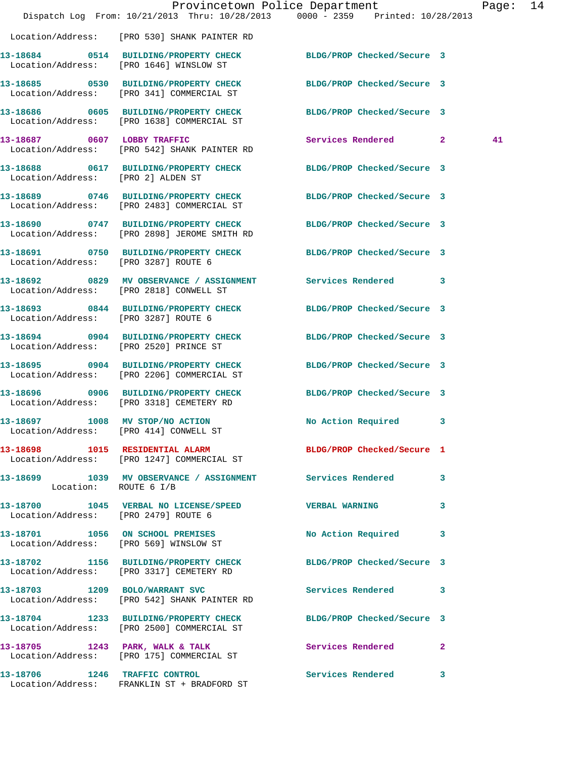Location/Address: [PRO 530] SHANK PAINTER RD

13-18684 0514 BUILDING/PROPERTY CHECK BLDG/PROP Checked/Secure 3
Location/Address: [PRO 1646] WINSLOW ST

13-18685 0530 BUILDING/PROPERTY CHECK BLDG/PROP Checked/Secure 3
Location/Address: [PRO 341] COMMERCIAL ST

13-18686 0605 BUILDING/PROPERTY CHECK BLDG/PROP Checked/Secure 3
Location/Address: [PRO 1638] COMMERCIAL ST

13-18687 0607 LOBBY TRAFFIC Services Rendered 2 41
Location/Address: [PRO 542] SHANK PAINTER RD

13-18688 0617 BUILDING/PROPERTY CHECK BLDG/PROP Checked/Secure 3
Location/Address: [PRO 2] ALDEN ST

13-18689 0746 BUILDING/PROPERTY CHECK BLDG/PROP Checked/Secure 3
Location/Address: [PRO 2483] COMMERCIAL ST

13-18690 0747 BUILDING/PROPERTY CHECK BLDG/PROP Checked/Secure 3
Location/Address: [PRO 2898] JEROME SMITH RD

13-18691 0750 BUILDING/PROPERTY CHECK BLDG/PROP Checked/Secure 3
Location/Address: [PRO 3287] ROUTE 6

13-18692 0829 MV OBSERVANCE / ASSIGNMENT Services Rendered 3
Location/Address: [PRO 2818] CONWELL ST

13-18693 0844 BUILDING/PROPERTY CHECK BLDG/PROP Checked/Secure 3
Location/Address: [PRO 3287] ROUTE 6

13-18694 0904 BUILDING/PROPERTY CHECK BLDG/PROP Checked/Secure 3
Location/Address: [PRO 2520] PRINCE ST

13-18695 0904 BUILDING/PROPERTY CHECK BLDG/PROP Checked/Secure 3
Location/Address: [PRO 2206] COMMERCIAL ST

13-18696 0906 BUILDING/PROPERTY CHECK BLDG/PROP Checked/Secure 3
Location/Address: [PRO 3318] CEMETERY RD

13-18697 1008 MV STOP/NO ACTION No Action Required 3
Location/Address: [PRO 414] CONWELL ST

13-18698 1015 RESIDENTIAL ALARM BLDG/PROP Checked/Secure 1
Location/Address: [PRO 1247] COMMERCIAL ST

13-18699 1039 MV OBSERVANCE / ASSIGNMENT Services Rendered 3
Location: ROUTE 6 I/B

13-18700 1045 VERBAL NO LICENSE/SPEED VERBAL WARNING 3
Location/Address: [PRO 2479] ROUTE 6

13-18701 1056 ON SCHOOL PREMISES No Action Required 3
Location/Address: [PRO 569] WINSLOW ST

13-18702 1156 BUILDING/PROPERTY CHECK BLDG/PROP Checked/Secure 3
Location/Address: [PRO 3317] CEMETERY RD

13-18703 1209 BOLO/WARRANT SVC Services Rendered 3
Location/Address: [PRO 542] SHANK PAINTER RD

13-18704 1233 BUILDING/PROPERTY CHECK BLDG/PROP Checked/Secure 3
Location/Address: [PRO 2500] COMMERCIAL ST

13-18705 1243 PARK, WALK & TALK Services Rendered 2
Location/Address: [PRO 175] COMMERCIAL ST

13-18706 1246 TRAFFIC CONTROL Services Rendered 3
Location/Address: FRANKLIN ST + BRADFORD ST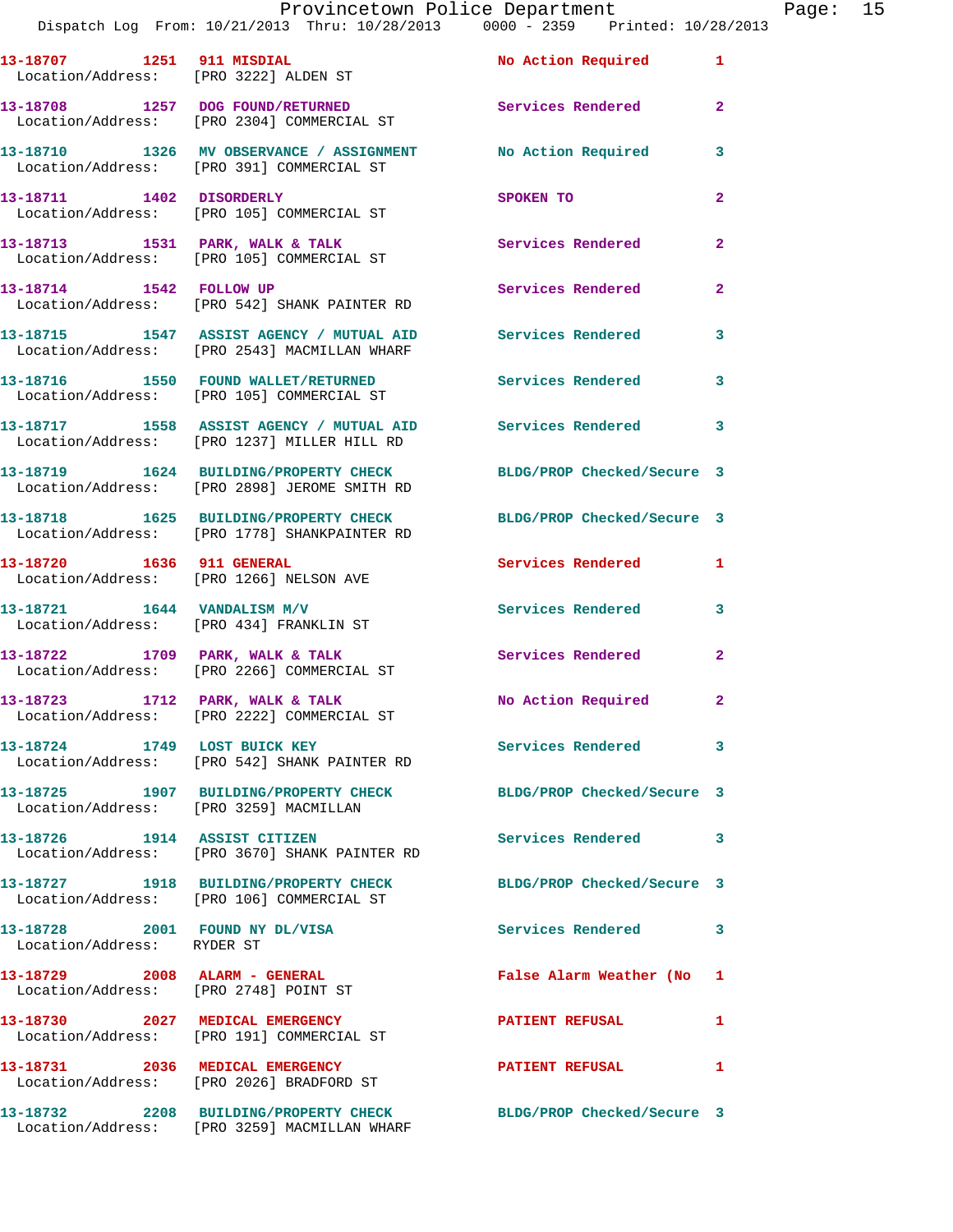| Call Number | Time | Call Reason | Action | Priority |
|---|---|---|---|---|
| 13-18707 | 1251 | 911 MISDIAL | No Action Required | 1 |
| Location/Address: [PRO 3222] ALDEN ST | | | | |
| 13-18708 | 1257 | DOG FOUND/RETURNED | Services Rendered | 2 |
| Location/Address: [PRO 2304] COMMERCIAL ST | | | | |
| 13-18710 | 1326 | MV OBSERVANCE / ASSIGNMENT | No Action Required | 3 |
| Location/Address: [PRO 391] COMMERCIAL ST | | | | |
| 13-18711 | 1402 | DISORDERLY | SPOKEN TO | 2 |
| Location/Address: [PRO 105] COMMERCIAL ST | | | | |
| 13-18713 | 1531 | PARK, WALK & TALK | Services Rendered | 2 |
| Location/Address: [PRO 105] COMMERCIAL ST | | | | |
| 13-18714 | 1542 | FOLLOW UP | Services Rendered | 2 |
| Location/Address: [PRO 542] SHANK PAINTER RD | | | | |
| 13-18715 | 1547 | ASSIST AGENCY / MUTUAL AID | Services Rendered | 3 |
| Location/Address: [PRO 2543] MACMILLAN WHARF | | | | |
| 13-18716 | 1550 | FOUND WALLET/RETURNED | Services Rendered | 3 |
| Location/Address: [PRO 105] COMMERCIAL ST | | | | |
| 13-18717 | 1558 | ASSIST AGENCY / MUTUAL AID | Services Rendered | 3 |
| Location/Address: [PRO 1237] MILLER HILL RD | | | | |
| 13-18719 | 1624 | BUILDING/PROPERTY CHECK | BLDG/PROP Checked/Secure | 3 |
| Location/Address: [PRO 2898] JEROME SMITH RD | | | | |
| 13-18718 | 1625 | BUILDING/PROPERTY CHECK | BLDG/PROP Checked/Secure | 3 |
| Location/Address: [PRO 1778] SHANKPAINTER RD | | | | |
| 13-18720 | 1636 | 911 GENERAL | Services Rendered | 1 |
| Location/Address: [PRO 1266] NELSON AVE | | | | |
| 13-18721 | 1644 | VANDALISM M/V | Services Rendered | 3 |
| Location/Address: [PRO 434] FRANKLIN ST | | | | |
| 13-18722 | 1709 | PARK, WALK & TALK | Services Rendered | 2 |
| Location/Address: [PRO 2266] COMMERCIAL ST | | | | |
| 13-18723 | 1712 | PARK, WALK & TALK | No Action Required | 2 |
| Location/Address: [PRO 2222] COMMERCIAL ST | | | | |
| 13-18724 | 1749 | LOST BUICK KEY | Services Rendered | 3 |
| Location/Address: [PRO 542] SHANK PAINTER RD | | | | |
| 13-18725 | 1907 | BUILDING/PROPERTY CHECK | BLDG/PROP Checked/Secure | 3 |
| Location/Address: [PRO 3259] MACMILLAN | | | | |
| 13-18726 | 1914 | ASSIST CITIZEN | Services Rendered | 3 |
| Location/Address: [PRO 3670] SHANK PAINTER RD | | | | |
| 13-18727 | 1918 | BUILDING/PROPERTY CHECK | BLDG/PROP Checked/Secure | 3 |
| Location/Address: [PRO 106] COMMERCIAL ST | | | | |
| 13-18728 | 2001 | FOUND NY DL/VISA | Services Rendered | 3 |
| Location/Address: RYDER ST | | | | |
| 13-18729 | 2008 | ALARM - GENERAL | False Alarm Weather (No | 1 |
| Location/Address: [PRO 2748] POINT ST | | | | |
| 13-18730 | 2027 | MEDICAL EMERGENCY | PATIENT REFUSAL | 1 |
| Location/Address: [PRO 191] COMMERCIAL ST | | | | |
| 13-18731 | 2036 | MEDICAL EMERGENCY | PATIENT REFUSAL | 1 |
| Location/Address: [PRO 2026] BRADFORD ST | | | | |
| 13-18732 | 2208 | BUILDING/PROPERTY CHECK | BLDG/PROP Checked/Secure | 3 |
| Location/Address: [PRO 3259] MACMILLAN WHARF | | | | |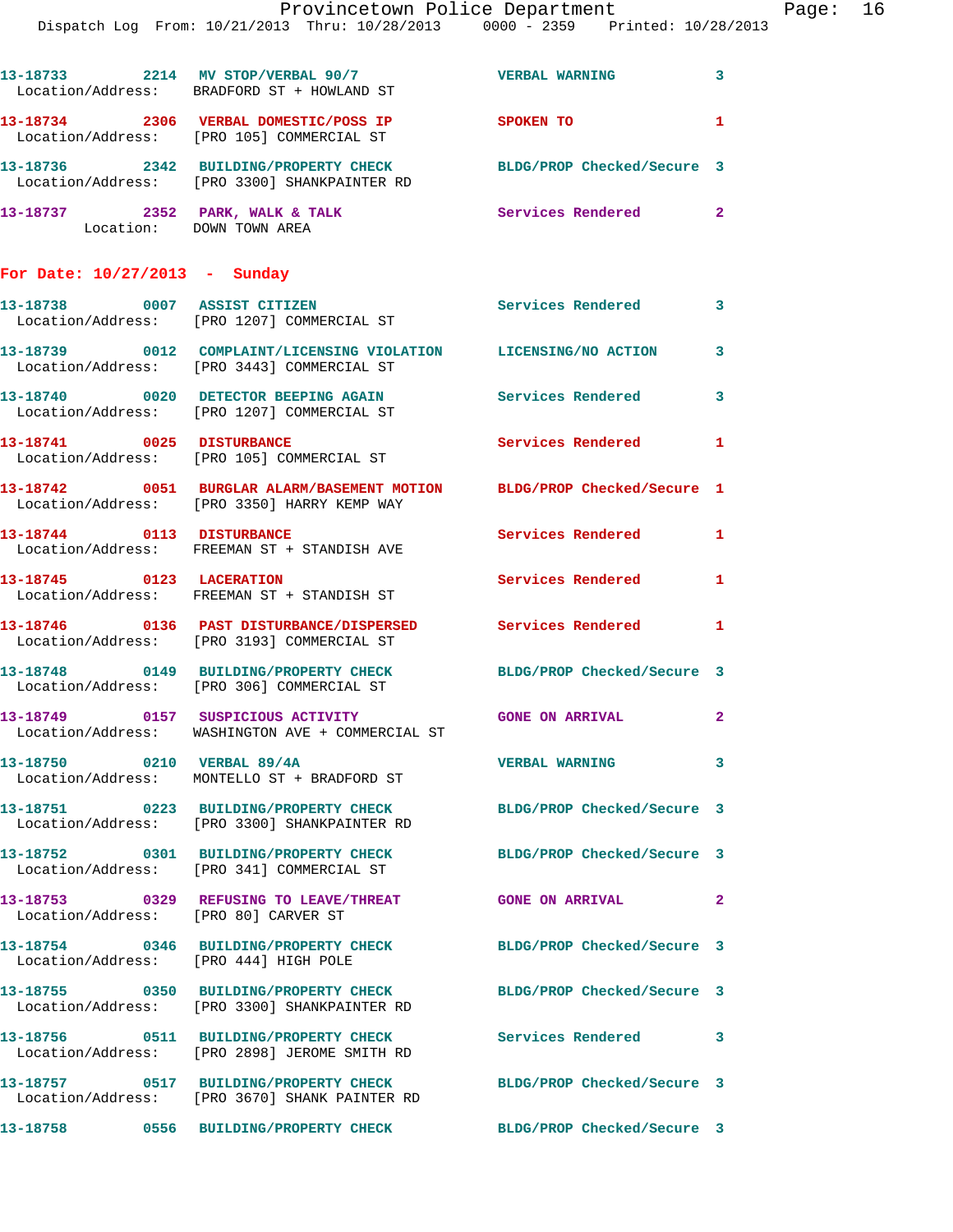13-18733 2214 MV STOP/VERBAL 90/7 VERBAL WARNING 3
Location/Address: BRADFORD ST + HOWLAND ST

13-18734 2306 VERBAL DOMESTIC/POSS IP SPOKEN TO 1
Location/Address: [PRO 105] COMMERCIAL ST

13-18736 2342 BUILDING/PROPERTY CHECK BLDG/PROP Checked/Secure 3
Location/Address: [PRO 3300] SHANKPAINTER RD

13-18737 2352 PARK, WALK & TALK Services Rendered 2
Location: DOWN TOWN AREA

**For Date: 10/27/2013 - Sunday**

13-18738 0007 ASSIST CITIZEN Services Rendered 3
Location/Address: [PRO 1207] COMMERCIAL ST

13-18739 0012 COMPLAINT/LICENSING VIOLATION LICENSING/NO ACTION 3
Location/Address: [PRO 3443] COMMERCIAL ST

13-18740 0020 DETECTOR BEEPING AGAIN Services Rendered 3
Location/Address: [PRO 1207] COMMERCIAL ST

13-18741 0025 DISTURBANCE Services Rendered 1
Location/Address: [PRO 105] COMMERCIAL ST

13-18742 0051 BURGLAR ALARM/BASEMENT MOTION BLDG/PROP Checked/Secure 1
Location/Address: [PRO 3350] HARRY KEMP WAY

13-18744 0113 DISTURBANCE Services Rendered 1
Location/Address: FREEMAN ST + STANDISH AVE

13-18745 0123 LACERATION Services Rendered 1
Location/Address: FREEMAN ST + STANDISH ST

13-18746 0136 PAST DISTURBANCE/DISPERSED Services Rendered 1
Location/Address: [PRO 3193] COMMERCIAL ST

13-18748 0149 BUILDING/PROPERTY CHECK BLDG/PROP Checked/Secure 3
Location/Address: [PRO 306] COMMERCIAL ST

13-18749 0157 SUSPICIOUS ACTIVITY GONE ON ARRIVAL 2
Location/Address: WASHINGTON AVE + COMMERCIAL ST

13-18750 0210 VERBAL 89/4A VERBAL WARNING 3
Location/Address: MONTELLO ST + BRADFORD ST

13-18751 0223 BUILDING/PROPERTY CHECK BLDG/PROP Checked/Secure 3
Location/Address: [PRO 3300] SHANKPAINTER RD

13-18752 0301 BUILDING/PROPERTY CHECK BLDG/PROP Checked/Secure 3
Location/Address: [PRO 341] COMMERCIAL ST

13-18753 0329 REFUSING TO LEAVE/THREAT GONE ON ARRIVAL 2
Location/Address: [PRO 80] CARVER ST

13-18754 0346 BUILDING/PROPERTY CHECK BLDG/PROP Checked/Secure 3
Location/Address: [PRO 444] HIGH POLE

13-18755 0350 BUILDING/PROPERTY CHECK BLDG/PROP Checked/Secure 3
Location/Address: [PRO 3300] SHANKPAINTER RD

13-18756 0511 BUILDING/PROPERTY CHECK Services Rendered 3
Location/Address: [PRO 2898] JEROME SMITH RD

13-18757 0517 BUILDING/PROPERTY CHECK BLDG/PROP Checked/Secure 3
Location/Address: [PRO 3670] SHANK PAINTER RD

13-18758 0556 BUILDING/PROPERTY CHECK BLDG/PROP Checked/Secure 3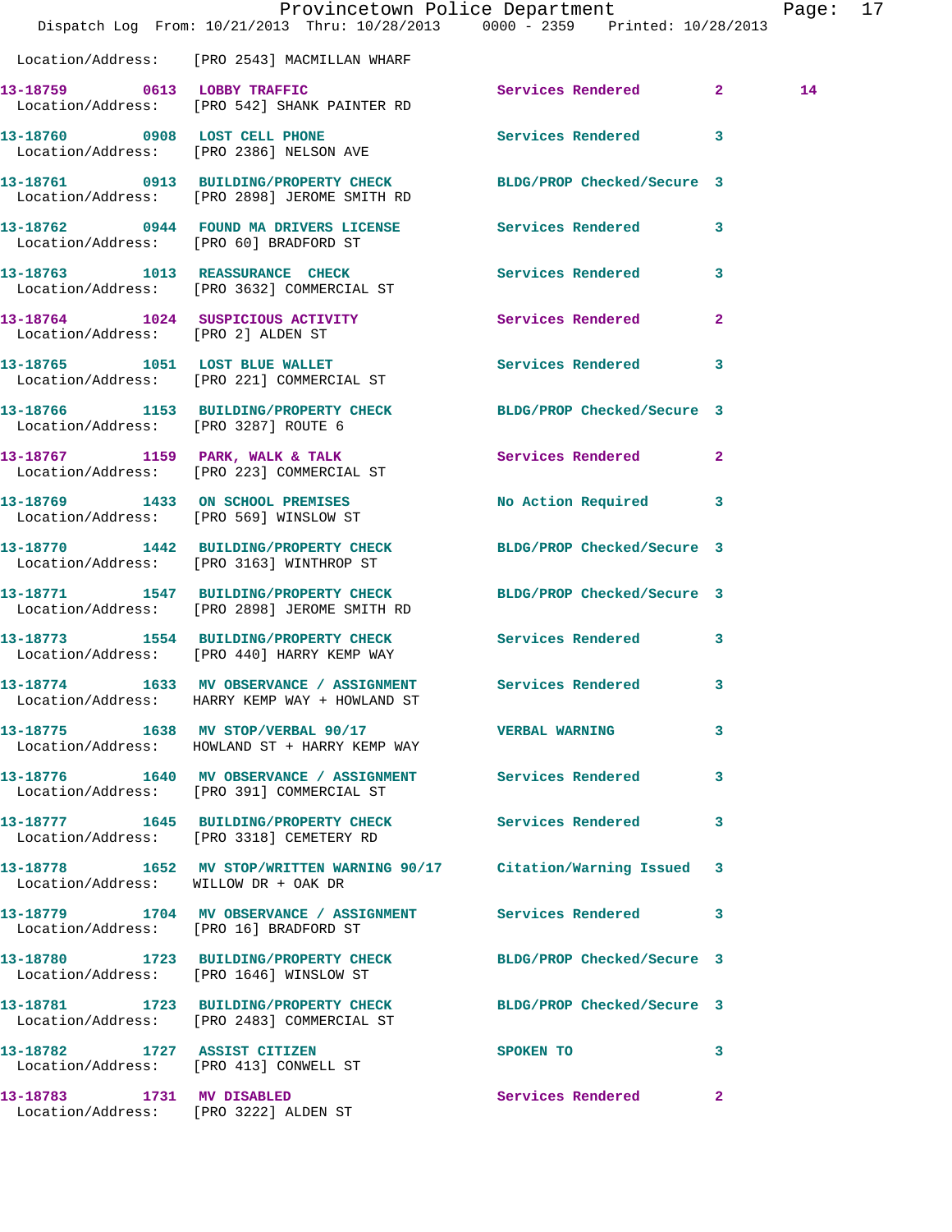Location/Address: [PRO 2543] MACMILLAN WHARF

| Call # | Time | Call Reason | Action | Priority | |
|---|---|---|---|---|---|
| 13-18759 | 0613 | LOBBY TRAFFIC | Services Rendered | 2 | 14 |
| Location/Address: | | [PRO 542] SHANK PAINTER RD | | | |
| 13-18760 | 0908 | LOST CELL PHONE | Services Rendered | 3 | |
| Location/Address: | | [PRO 2386] NELSON AVE | | | |
| 13-18761 | 0913 | BUILDING/PROPERTY CHECK | BLDG/PROP Checked/Secure | 3 | |
| Location/Address: | | [PRO 2898] JEROME SMITH RD | | | |
| 13-18762 | 0944 | FOUND MA DRIVERS LICENSE | Services Rendered | 3 | |
| Location/Address: | | [PRO 60] BRADFORD ST | | | |
| 13-18763 | 1013 | REASSURANCE CHECK | Services Rendered | 3 | |
| Location/Address: | | [PRO 3632] COMMERCIAL ST | | | |
| 13-18764 | 1024 | SUSPICIOUS ACTIVITY | Services Rendered | 2 | |
| Location/Address: | | [PRO 2] ALDEN ST | | | |
| 13-18765 | 1051 | LOST BLUE WALLET | Services Rendered | 3 | |
| Location/Address: | | [PRO 221] COMMERCIAL ST | | | |
| 13-18766 | 1153 | BUILDING/PROPERTY CHECK | BLDG/PROP Checked/Secure | 3 | |
| Location/Address: | | [PRO 3287] ROUTE 6 | | | |
| 13-18767 | 1159 | PARK, WALK & TALK | Services Rendered | 2 | |
| Location/Address: | | [PRO 223] COMMERCIAL ST | | | |
| 13-18769 | 1433 | ON SCHOOL PREMISES | No Action Required | 3 | |
| Location/Address: | | [PRO 569] WINSLOW ST | | | |
| 13-18770 | 1442 | BUILDING/PROPERTY CHECK | BLDG/PROP Checked/Secure | 3 | |
| Location/Address: | | [PRO 3163] WINTHROP ST | | | |
| 13-18771 | 1547 | BUILDING/PROPERTY CHECK | BLDG/PROP Checked/Secure | 3 | |
| Location/Address: | | [PRO 2898] JEROME SMITH RD | | | |
| 13-18773 | 1554 | BUILDING/PROPERTY CHECK | Services Rendered | 3 | |
| Location/Address: | | [PRO 440] HARRY KEMP WAY | | | |
| 13-18774 | 1633 | MV OBSERVANCE / ASSIGNMENT | Services Rendered | 3 | |
| Location/Address: | | HARRY KEMP WAY + HOWLAND ST | | | |
| 13-18775 | 1638 | MV STOP/VERBAL 90/17 | VERBAL WARNING | 3 | |
| Location/Address: | | HOWLAND ST + HARRY KEMP WAY | | | |
| 13-18776 | 1640 | MV OBSERVANCE / ASSIGNMENT | Services Rendered | 3 | |
| Location/Address: | | [PRO 391] COMMERCIAL ST | | | |
| 13-18777 | 1645 | BUILDING/PROPERTY CHECK | Services Rendered | 3 | |
| Location/Address: | | [PRO 3318] CEMETERY RD | | | |
| 13-18778 | 1652 | MV STOP/WRITTEN WARNING 90/17 | Citation/Warning Issued | 3 | |
| Location/Address: | | WILLOW DR + OAK DR | | | |
| 13-18779 | 1704 | MV OBSERVANCE / ASSIGNMENT | Services Rendered | 3 | |
| Location/Address: | | [PRO 16] BRADFORD ST | | | |
| 13-18780 | 1723 | BUILDING/PROPERTY CHECK | BLDG/PROP Checked/Secure | 3 | |
| Location/Address: | | [PRO 1646] WINSLOW ST | | | |
| 13-18781 | 1723 | BUILDING/PROPERTY CHECK | BLDG/PROP Checked/Secure | 3 | |
| Location/Address: | | [PRO 2483] COMMERCIAL ST | | | |
| 13-18782 | 1727 | ASSIST CITIZEN | SPOKEN TO | 3 | |
| Location/Address: | | [PRO 413] CONWELL ST | | | |
| 13-18783 | 1731 | MV DISABLED | Services Rendered | 2 | |
| Location/Address: | | [PRO 3222] ALDEN ST | | | |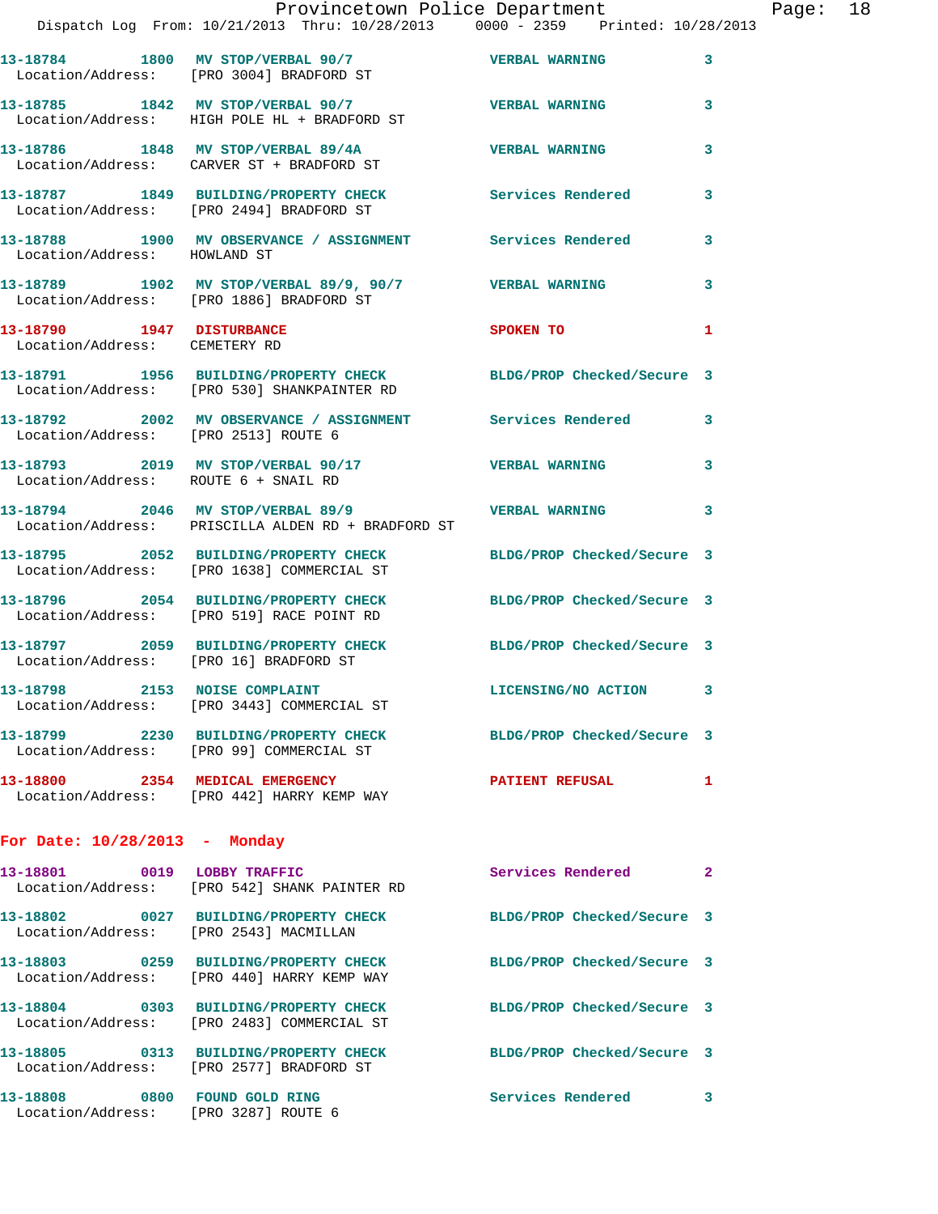13-18784 1800 MV STOP/VERBAL 90/7 VERBAL WARNING 3
Location/Address: [PRO 3004] BRADFORD ST

13-18785 1842 MV STOP/VERBAL 90/7 VERBAL WARNING 3
Location/Address: HIGH POLE HL + BRADFORD ST

13-18786 1848 MV STOP/VERBAL 89/4A VERBAL WARNING 3
Location/Address: CARVER ST + BRADFORD ST

13-18787 1849 BUILDING/PROPERTY CHECK Services Rendered 3
Location/Address: [PRO 2494] BRADFORD ST

13-18788 1900 MV OBSERVANCE / ASSIGNMENT Services Rendered 3
Location/Address: HOWLAND ST

13-18789 1902 MV STOP/VERBAL 89/9, 90/7 VERBAL WARNING 3
Location/Address: [PRO 1886] BRADFORD ST

13-18790 1947 DISTURBANCE SPOKEN TO 1
Location/Address: CEMETERY RD

13-18791 1956 BUILDING/PROPERTY CHECK BLDG/PROP Checked/Secure 3
Location/Address: [PRO 530] SHANKPAINTER RD

13-18792 2002 MV OBSERVANCE / ASSIGNMENT Services Rendered 3
Location/Address: [PRO 2513] ROUTE 6

13-18793 2019 MV STOP/VERBAL 90/17 VERBAL WARNING 3
Location/Address: ROUTE 6 + SNAIL RD

13-18794 2046 MV STOP/VERBAL 89/9 VERBAL WARNING 3
Location/Address: PRISCILLA ALDEN RD + BRADFORD ST

13-18795 2052 BUILDING/PROPERTY CHECK BLDG/PROP Checked/Secure 3
Location/Address: [PRO 1638] COMMERCIAL ST

13-18796 2054 BUILDING/PROPERTY CHECK BLDG/PROP Checked/Secure 3
Location/Address: [PRO 519] RACE POINT RD

13-18797 2059 BUILDING/PROPERTY CHECK BLDG/PROP Checked/Secure 3
Location/Address: [PRO 16] BRADFORD ST

13-18798 2153 NOISE COMPLAINT LICENSING/NO ACTION 3
Location/Address: [PRO 3443] COMMERCIAL ST

13-18799 2230 BUILDING/PROPERTY CHECK BLDG/PROP Checked/Secure 3
Location/Address: [PRO 99] COMMERCIAL ST

13-18800 2354 MEDICAL EMERGENCY PATIENT REFUSAL 1
Location/Address: [PRO 442] HARRY KEMP WAY

## For Date: 10/28/2013 - Monday

13-18801 0019 LOBBY TRAFFIC Services Rendered 2
Location/Address: [PRO 542] SHANK PAINTER RD

13-18802 0027 BUILDING/PROPERTY CHECK BLDG/PROP Checked/Secure 3
Location/Address: [PRO 2543] MACMILLAN

13-18803 0259 BUILDING/PROPERTY CHECK BLDG/PROP Checked/Secure 3
Location/Address: [PRO 440] HARRY KEMP WAY

13-18804 0303 BUILDING/PROPERTY CHECK BLDG/PROP Checked/Secure 3
Location/Address: [PRO 2483] COMMERCIAL ST

13-18805 0313 BUILDING/PROPERTY CHECK BLDG/PROP Checked/Secure 3
Location/Address: [PRO 2577] BRADFORD ST

13-18808 0800 FOUND GOLD RING Services Rendered 3
Location/Address: [PRO 3287] ROUTE 6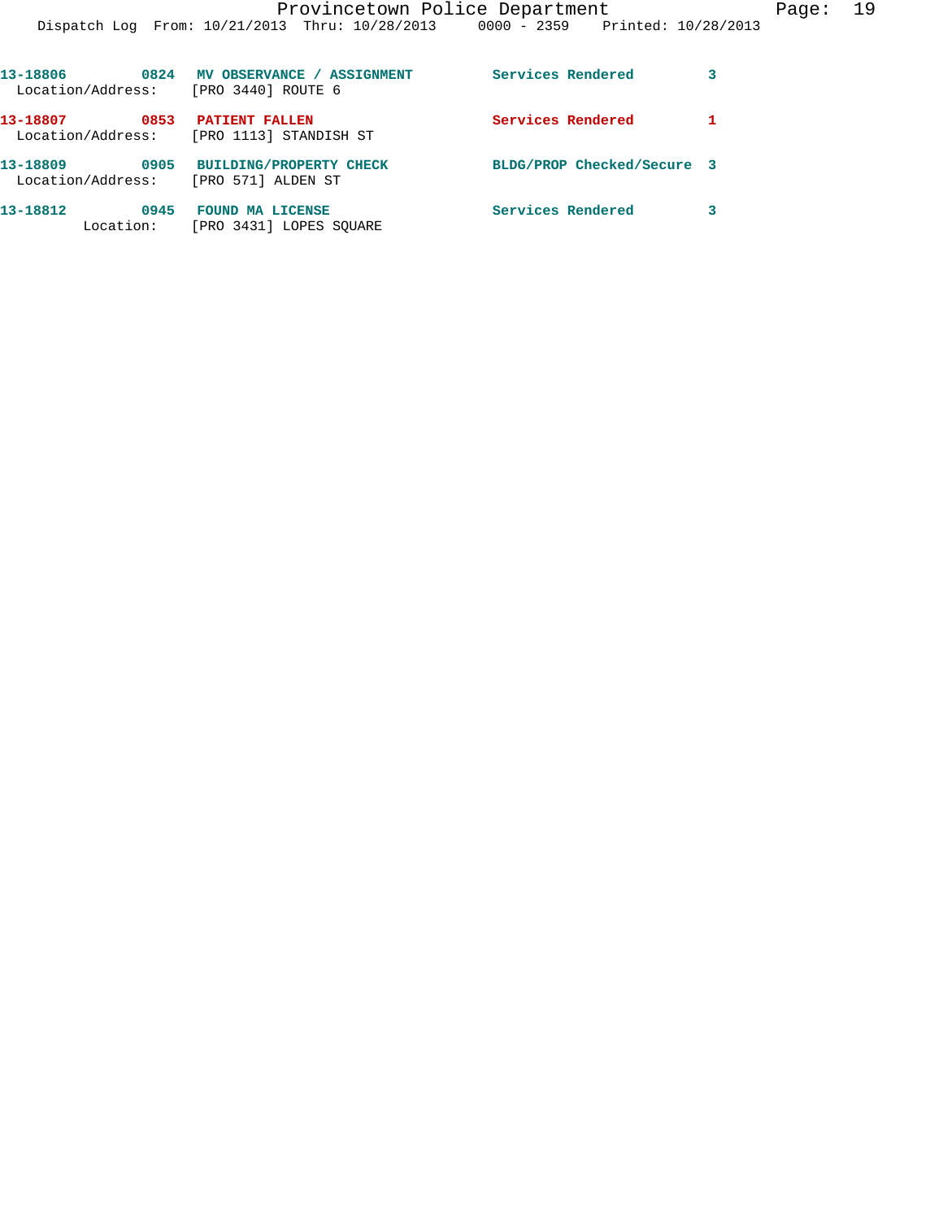13-18806 0824 MV OBSERVANCE / ASSIGNMENT Services Rendered 3
Location/Address: [PRO 3440] ROUTE 6

13-18807 0853 PATIENT FALLEN Services Rendered 1
Location/Address: [PRO 1113] STANDISH ST

13-18809 0905 BUILDING/PROPERTY CHECK BLDG/PROP Checked/Secure 3
Location/Address: [PRO 571] ALDEN ST

13-18812 0945 FOUND MA LICENSE Services Rendered 3
Location: [PRO 3431] LOPES SQUARE